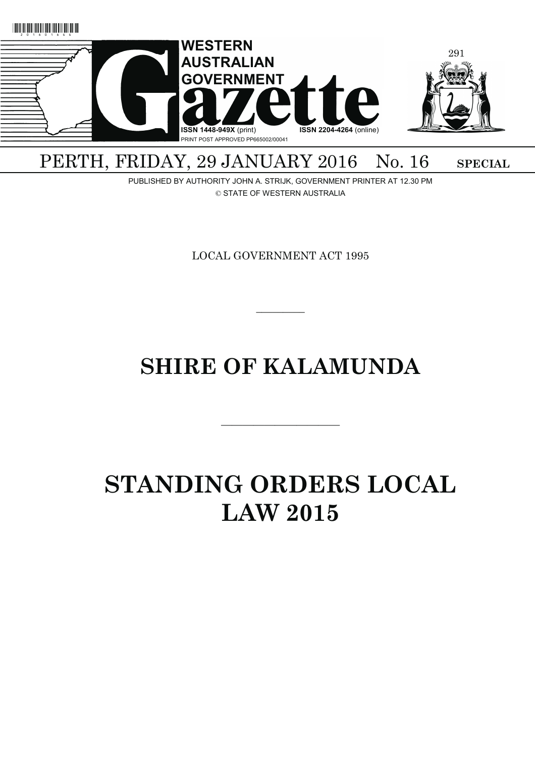WESTERN AUSTRALIAN GOVERNMENT Gazette

ISSN 1448-949X (print) ISSN 2204-4264 (online)

PRINT POST APPROVED PP665002/00041

PERTH, FRIDAY, 29 JANUARY 2016 No. 16 SPECIAL

PUBLISHED BY AUTHORITY JOHN A. STRIJK, GOVERNMENT PRINTER AT 12.30 PM

© STATE OF WESTERN AUSTRALIA

LOCAL GOVERNMENT ACT 1995

———

# SHIRE OF KALAMUNDA

———

# STANDING ORDERS LOCAL LAW 2015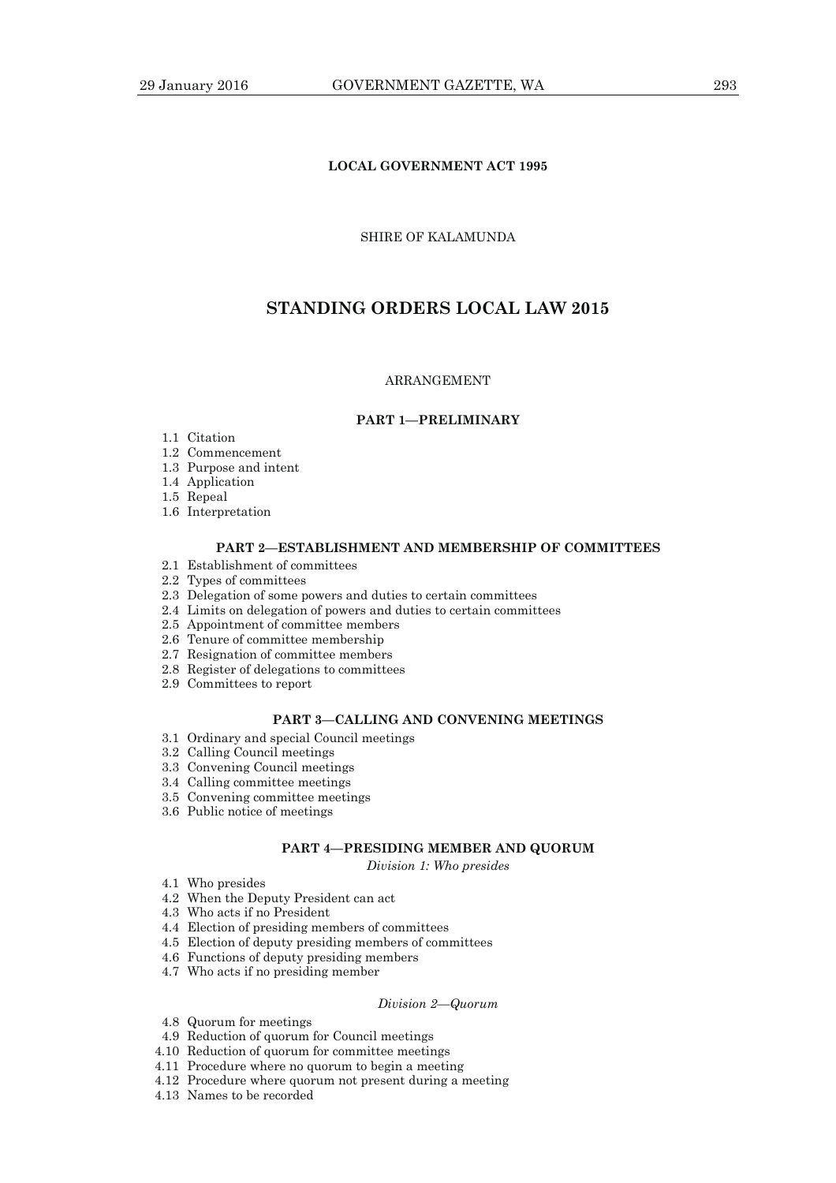**LOCAL GOVERNMENT ACT 1995**

SHIRE OF KALAMUNDA

# STANDING ORDERS LOCAL LAW 2015

ARRANGEMENT

## PART 1—PRELIMINARY

1.1 Citation
1.2 Commencement
1.3 Purpose and intent
1.4 Application
1.5 Repeal
1.6 Interpretation

## PART 2—ESTABLISHMENT AND MEMBERSHIP OF COMMITTEES

2.1 Establishment of committees
2.2 Types of committees
2.3 Delegation of some powers and duties to certain committees
2.4 Limits on delegation of powers and duties to certain committees
2.5 Appointment of committee members
2.6 Tenure of committee membership
2.7 Resignation of committee members
2.8 Register of delegations to committees
2.9 Committees to report

## PART 3—CALLING AND CONVENING MEETINGS

3.1 Ordinary and special Council meetings
3.2 Calling Council meetings
3.3 Convening Council meetings
3.4 Calling committee meetings
3.5 Convening committee meetings
3.6 Public notice of meetings

## PART 4—PRESIDING MEMBER AND QUORUM

*Division 1: Who presides*

4.1 Who presides
4.2 When the Deputy President can act
4.3 Who acts if no President
4.4 Election of presiding members of committees
4.5 Election of deputy presiding members of committees
4.6 Functions of deputy presiding members
4.7 Who acts if no presiding member

*Division 2—Quorum*

4.8 Quorum for meetings
4.9 Reduction of quorum for Council meetings
4.10 Reduction of quorum for committee meetings
4.11 Procedure where no quorum to begin a meeting
4.12 Procedure where quorum not present during a meeting
4.13 Names to be recorded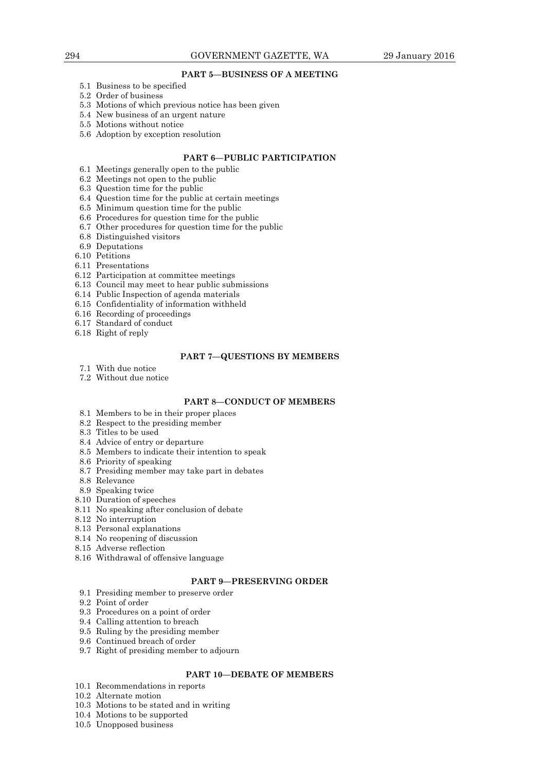**PART 5—BUSINESS OF A MEETING**

5.1 Business to be specified
5.2 Order of business
5.3 Motions of which previous notice has been given
5.4 New business of an urgent nature
5.5 Motions without notice
5.6 Adoption by exception resolution

**PART 6—PUBLIC PARTICIPATION**

6.1 Meetings generally open to the public
6.2 Meetings not open to the public
6.3 Question time for the public
6.4 Question time for the public at certain meetings
6.5 Minimum question time for the public
6.6 Procedures for question time for the public
6.7 Other procedures for question time for the public
6.8 Distinguished visitors
6.9 Deputations
6.10 Petitions
6.11 Presentations
6.12 Participation at committee meetings
6.13 Council may meet to hear public submissions
6.14 Public Inspection of agenda materials
6.15 Confidentiality of information withheld
6.16 Recording of proceedings
6.17 Standard of conduct
6.18 Right of reply

**PART 7—QUESTIONS BY MEMBERS**

7.1 With due notice
7.2 Without due notice

**PART 8—CONDUCT OF MEMBERS**

8.1 Members to be in their proper places
8.2 Respect to the presiding member
8.3 Titles to be used
8.4 Advice of entry or departure
8.5 Members to indicate their intention to speak
8.6 Priority of speaking
8.7 Presiding member may take part in debates
8.8 Relevance
8.9 Speaking twice
8.10 Duration of speeches
8.11 No speaking after conclusion of debate
8.12 No interruption
8.13 Personal explanations
8.14 No reopening of discussion
8.15 Adverse reflection
8.16 Withdrawal of offensive language

**PART 9—PRESERVING ORDER**

9.1 Presiding member to preserve order
9.2 Point of order
9.3 Procedures on a point of order
9.4 Calling attention to breach
9.5 Ruling by the presiding member
9.6 Continued breach of order
9.7 Right of presiding member to adjourn

**PART 10—DEBATE OF MEMBERS**

10.1 Recommendations in reports
10.2 Alternate motion
10.3 Motions to be stated and in writing
10.4 Motions to be supported
10.5 Unopposed business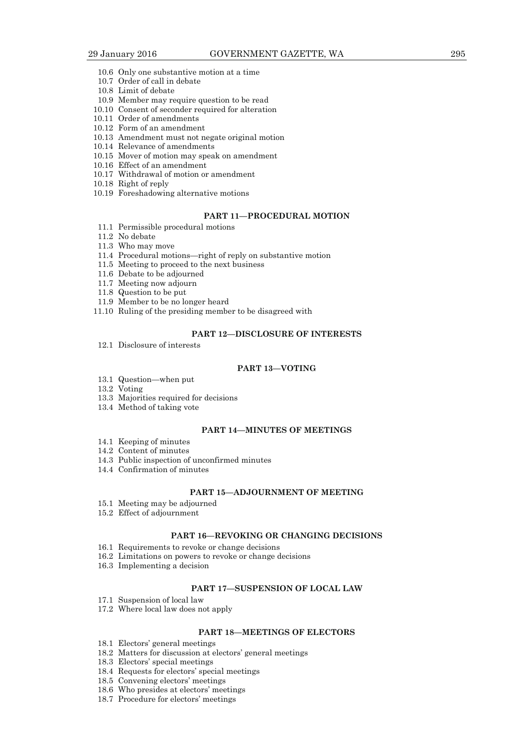10.6 Only one substantive motion at a time
10.7 Order of call in debate
10.8 Limit of debate
10.9 Member may require question to be read
10.10 Consent of seconder required for alteration
10.11 Order of amendments
10.12 Form of an amendment
10.13 Amendment must not negate original motion
10.14 Relevance of amendments
10.15 Mover of motion may speak on amendment
10.16 Effect of an amendment
10.17 Withdrawal of motion or amendment
10.18 Right of reply
10.19 Foreshadowing alternative motions

**PART 11—PROCEDURAL MOTION**

11.1 Permissible procedural motions
11.2 No debate
11.3 Who may move
11.4 Procedural motions—right of reply on substantive motion
11.5 Meeting to proceed to the next business
11.6 Debate to be adjourned
11.7 Meeting now adjourn
11.8 Question to be put
11.9 Member to be no longer heard
11.10 Ruling of the presiding member to be disagreed with

**PART 12—DISCLOSURE OF INTERESTS**

12.1 Disclosure of interests

**PART 13—VOTING**

13.1 Question—when put
13.2 Voting
13.3 Majorities required for decisions
13.4 Method of taking vote

**PART 14—MINUTES OF MEETINGS**

14.1 Keeping of minutes
14.2 Content of minutes
14.3 Public inspection of unconfirmed minutes
14.4 Confirmation of minutes

**PART 15—ADJOURNMENT OF MEETING**

15.1 Meeting may be adjourned
15.2 Effect of adjournment

**PART 16—REVOKING OR CHANGING DECISIONS**

16.1 Requirements to revoke or change decisions
16.2 Limitations on powers to revoke or change decisions
16.3 Implementing a decision

**PART 17—SUSPENSION OF LOCAL LAW**

17.1 Suspension of local law
17.2 Where local law does not apply

**PART 18—MEETINGS OF ELECTORS**

18.1 Electors' general meetings
18.2 Matters for discussion at electors' general meetings
18.3 Electors' special meetings
18.4 Requests for electors' special meetings
18.5 Convening electors' meetings
18.6 Who presides at electors' meetings
18.7 Procedure for electors' meetings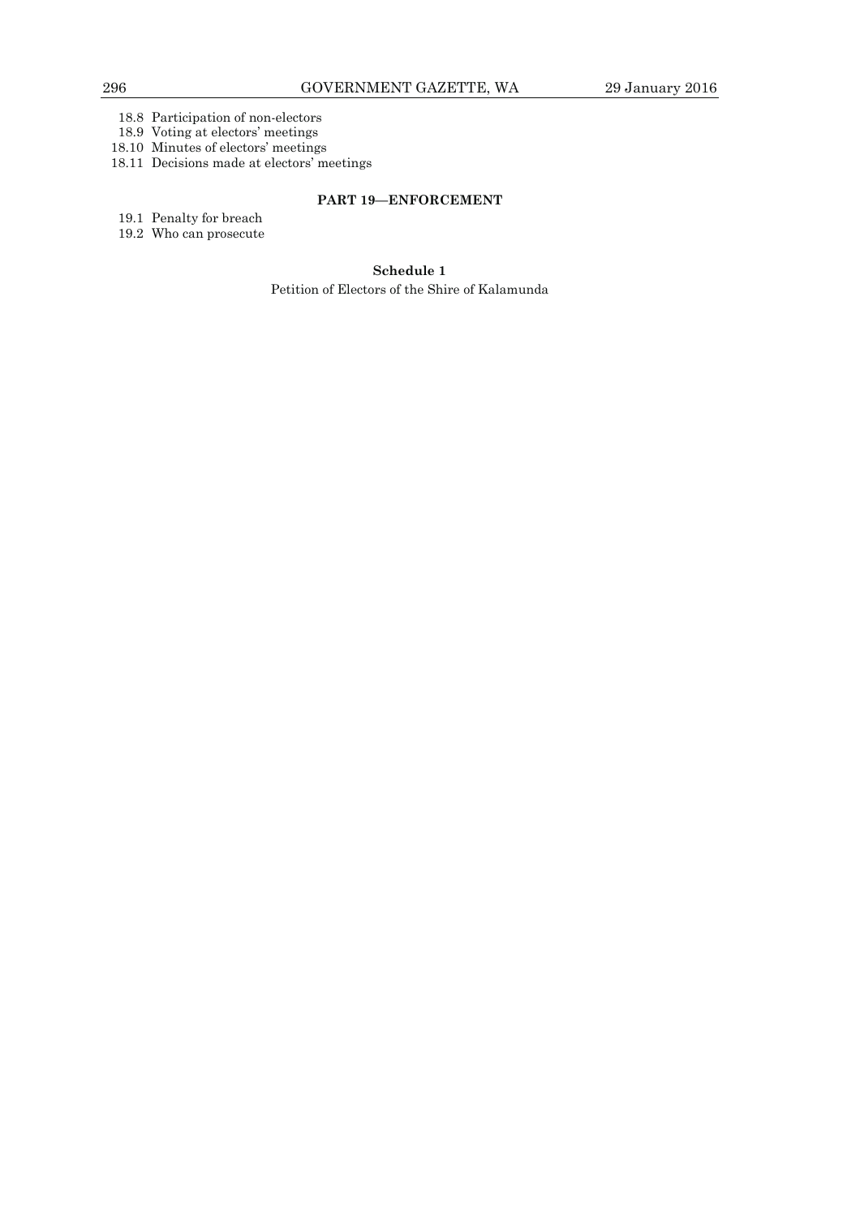18.8 Participation of non-electors
18.9 Voting at electors' meetings
18.10 Minutes of electors' meetings
18.11 Decisions made at electors' meetings

**PART 19—ENFORCEMENT**

19.1 Penalty for breach
19.2 Who can prosecute

**Schedule 1**

Petition of Electors of the Shire of Kalamunda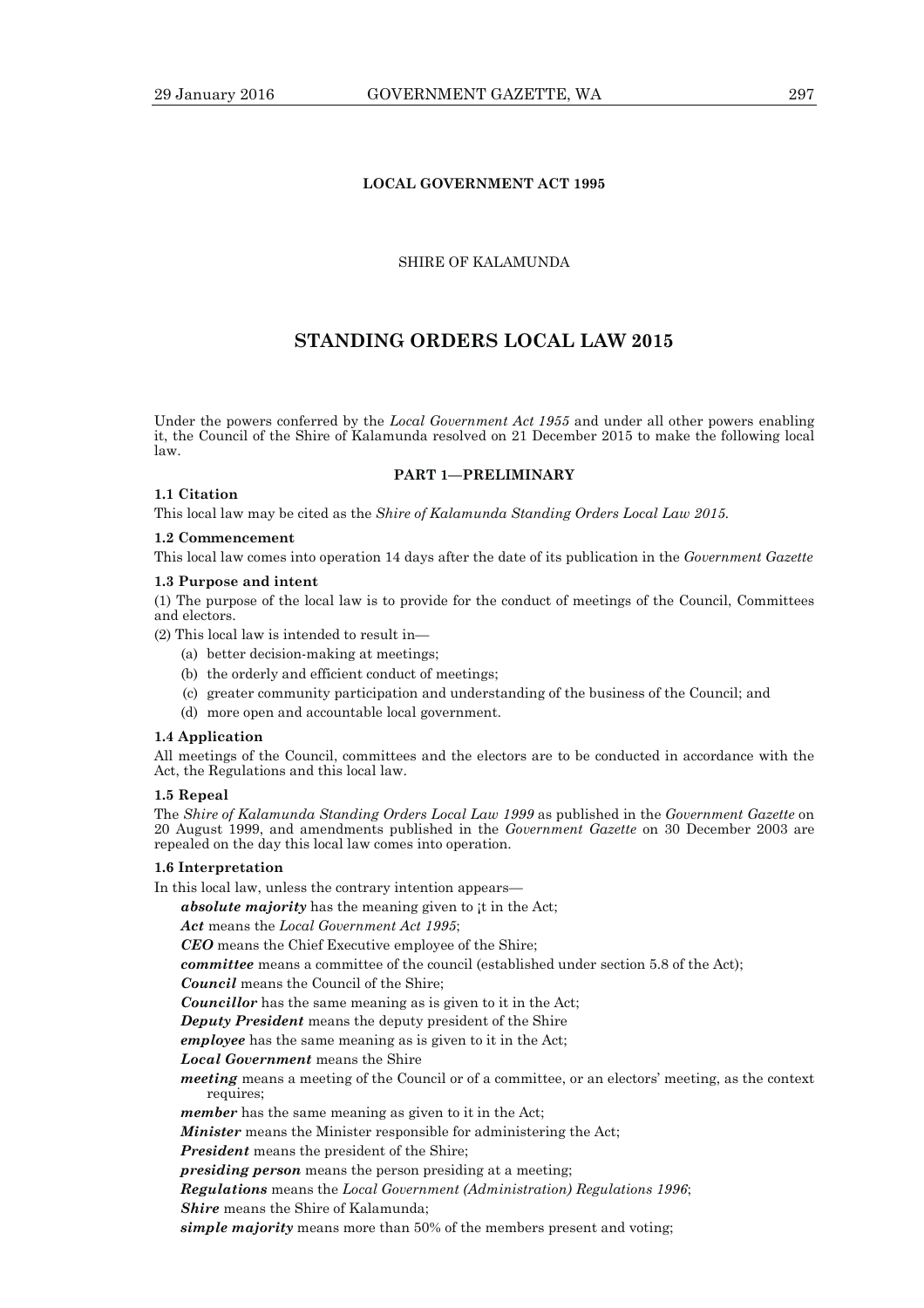**LOCAL GOVERNMENT ACT 1995**

SHIRE OF KALAMUNDA

# STANDING ORDERS LOCAL LAW 2015

Under the powers conferred by the *Local Government Act 1955* and under all other powers enabling it, the Council of the Shire of Kalamunda resolved on 21 December 2015 to make the following local law.

## PART 1—PRELIMINARY

### 1.1 Citation

This local law may be cited as the *Shire of Kalamunda Standing Orders Local Law 2015.*

### 1.2 Commencement

This local law comes into operation 14 days after the date of its publication in the *Government Gazette*

### 1.3 Purpose and intent

(1) The purpose of the local law is to provide for the conduct of meetings of the Council, Committees and electors.

(2) This local law is intended to result in—

- (a) better decision-making at meetings;
- (b) the orderly and efficient conduct of meetings;
- (c) greater community participation and understanding of the business of the Council; and
- (d) more open and accountable local government.

### 1.4 Application

All meetings of the Council, committees and the electors are to be conducted in accordance with the Act, the Regulations and this local law.

### 1.5 Repeal

The *Shire of Kalamunda Standing Orders Local Law 1999* as published in the *Government Gazette* on 20 August 1999, and amendments published in the *Government Gazette* on 30 December 2003 are repealed on the day this local law comes into operation.

### 1.6 Interpretation

In this local law, unless the contrary intention appears—

***absolute majority*** has the meaning given to ¡t in the Act;

***Act*** means the *Local Government Act 1995*;

***CEO*** means the Chief Executive employee of the Shire;

***committee*** means a committee of the council (established under section 5.8 of the Act);

***Council*** means the Council of the Shire;

***Councillor*** has the same meaning as is given to it in the Act;

***Deputy President*** means the deputy president of the Shire

***employee*** has the same meaning as is given to it in the Act;

***Local Government*** means the Shire

***meeting*** means a meeting of the Council or of a committee, or an electors' meeting, as the context requires;

***member*** has the same meaning as given to it in the Act;

***Minister*** means the Minister responsible for administering the Act;

***President*** means the president of the Shire;

***presiding person*** means the person presiding at a meeting;

***Regulations*** means the *Local Government (Administration) Regulations 1996*;

***Shire*** means the Shire of Kalamunda;

***simple majority*** means more than 50% of the members present and voting;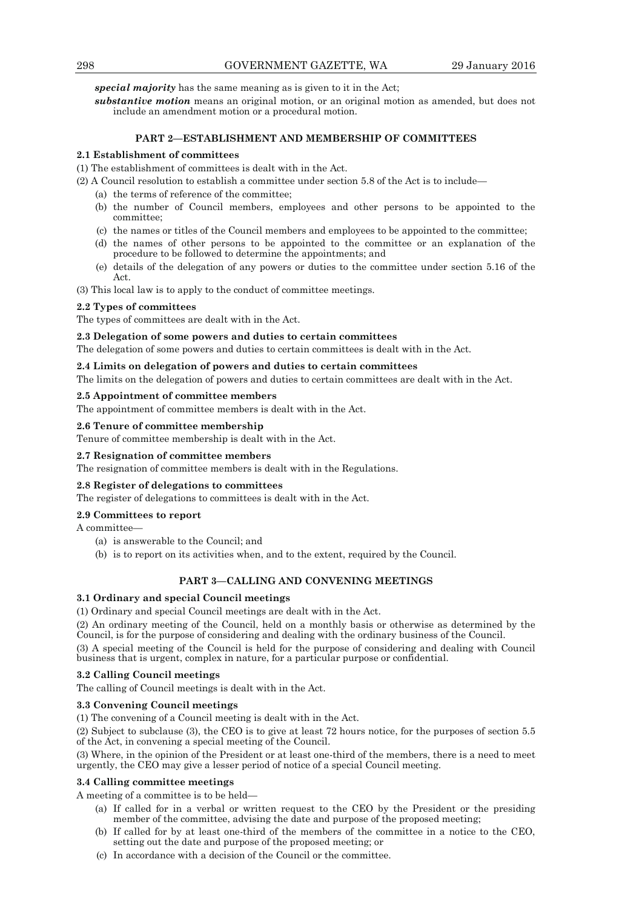***special majority*** has the same meaning as is given to it in the Act;

***substantive motion*** means an original motion, or an original motion as amended, but does not include an amendment motion or a procedural motion.

## PART 2—ESTABLISHMENT AND MEMBERSHIP OF COMMITTEES

### 2.1 Establishment of committees

(1) The establishment of committees is dealt with in the Act.

(2) A Council resolution to establish a committee under section 5.8 of the Act is to include—

(a) the terms of reference of the committee;

(b) the number of Council members, employees and other persons to be appointed to the committee;

(c) the names or titles of the Council members and employees to be appointed to the committee;

(d) the names of other persons to be appointed to the committee or an explanation of the procedure to be followed to determine the appointments; and

(e) details of the delegation of any powers or duties to the committee under section 5.16 of the Act.

(3) This local law is to apply to the conduct of committee meetings.

### 2.2 Types of committees

The types of committees are dealt with in the Act.

### 2.3 Delegation of some powers and duties to certain committees

The delegation of some powers and duties to certain committees is dealt with in the Act.

### 2.4 Limits on delegation of powers and duties to certain committees

The limits on the delegation of powers and duties to certain committees are dealt with in the Act.

### 2.5 Appointment of committee members

The appointment of committee members is dealt with in the Act.

### 2.6 Tenure of committee membership

Tenure of committee membership is dealt with in the Act.

### 2.7 Resignation of committee members

The resignation of committee members is dealt with in the Regulations.

### 2.8 Register of delegations to committees

The register of delegations to committees is dealt with in the Act.

### 2.9 Committees to report

A committee—

(a) is answerable to the Council; and

(b) is to report on its activities when, and to the extent, required by the Council.

## PART 3—CALLING AND CONVENING MEETINGS

### 3.1 Ordinary and special Council meetings

(1) Ordinary and special Council meetings are dealt with in the Act.

(2) An ordinary meeting of the Council, held on a monthly basis or otherwise as determined by the Council, is for the purpose of considering and dealing with the ordinary business of the Council.

(3) A special meeting of the Council is held for the purpose of considering and dealing with Council business that is urgent, complex in nature, for a particular purpose or confidential.

### 3.2 Calling Council meetings

The calling of Council meetings is dealt with in the Act.

### 3.3 Convening Council meetings

(1) The convening of a Council meeting is dealt with in the Act.

(2) Subject to subclause (3), the CEO is to give at least 72 hours notice, for the purposes of section 5.5 of the Act, in convening a special meeting of the Council.

(3) Where, in the opinion of the President or at least one-third of the members, there is a need to meet urgently, the CEO may give a lesser period of notice of a special Council meeting.

### 3.4 Calling committee meetings

A meeting of a committee is to be held—

(a) If called for in a verbal or written request to the CEO by the President or the presiding member of the committee, advising the date and purpose of the proposed meeting;

(b) If called for by at least one-third of the members of the committee in a notice to the CEO, setting out the date and purpose of the proposed meeting; or

(c) In accordance with a decision of the Council or the committee.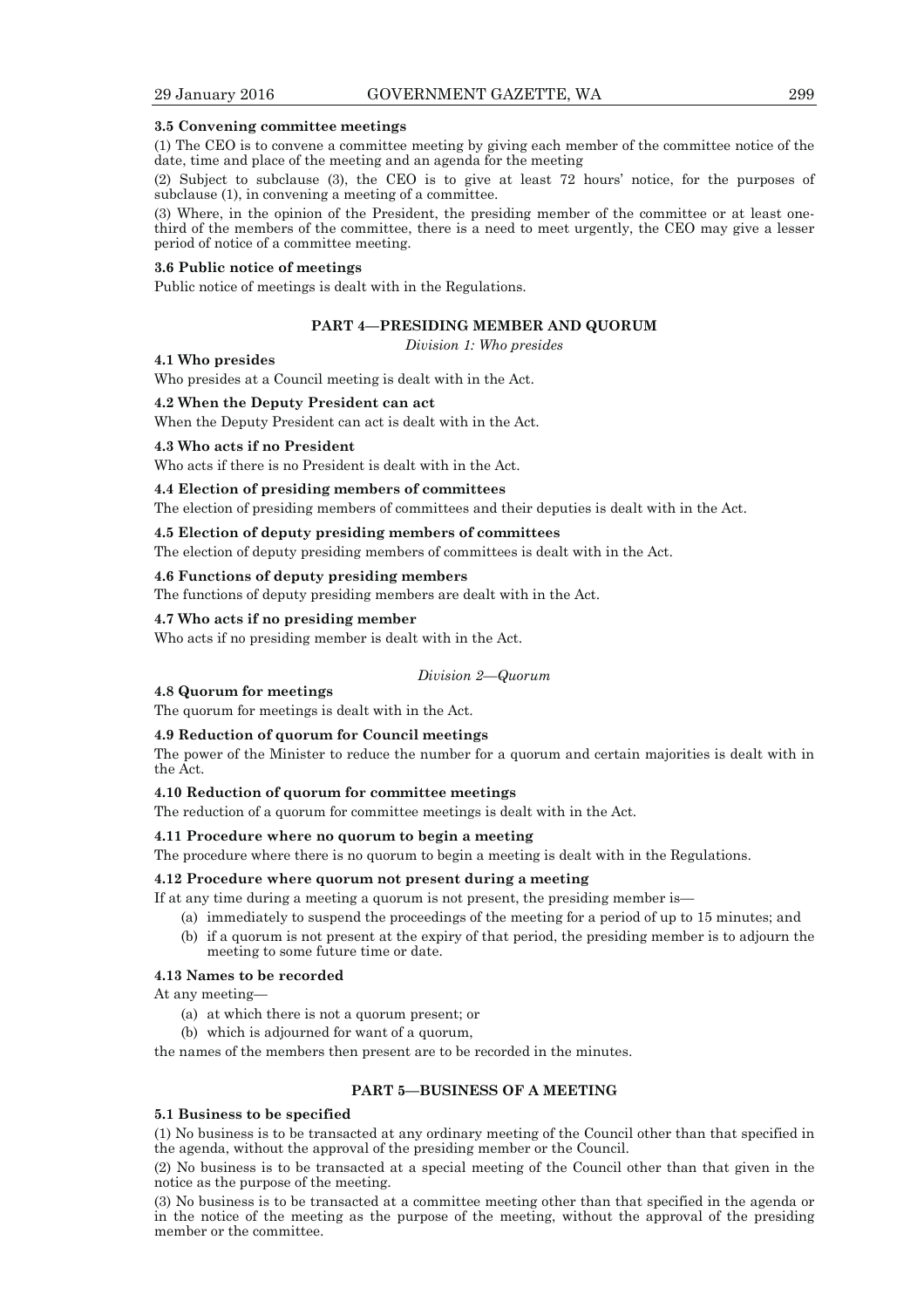**3.5 Convening committee meetings**

(1) The CEO is to convene a committee meeting by giving each member of the committee notice of the date, time and place of the meeting and an agenda for the meeting

(2) Subject to subclause (3), the CEO is to give at least 72 hours' notice, for the purposes of subclause (1), in convening a meeting of a committee.

(3) Where, in the opinion of the President, the presiding member of the committee or at least one-third of the members of the committee, there is a need to meet urgently, the CEO may give a lesser period of notice of a committee meeting.

**3.6 Public notice of meetings**

Public notice of meetings is dealt with in the Regulations.

## PART 4—PRESIDING MEMBER AND QUORUM

*Division 1: Who presides*

**4.1 Who presides**

Who presides at a Council meeting is dealt with in the Act.

**4.2 When the Deputy President can act**

When the Deputy President can act is dealt with in the Act.

**4.3 Who acts if no President**

Who acts if there is no President is dealt with in the Act.

**4.4 Election of presiding members of committees**

The election of presiding members of committees and their deputies is dealt with in the Act.

**4.5 Election of deputy presiding members of committees**

The election of deputy presiding members of committees is dealt with in the Act.

**4.6 Functions of deputy presiding members**

The functions of deputy presiding members are dealt with in the Act.

**4.7 Who acts if no presiding member**

Who acts if no presiding member is dealt with in the Act.

*Division 2—Quorum*

**4.8 Quorum for meetings**

The quorum for meetings is dealt with in the Act.

**4.9 Reduction of quorum for Council meetings**

The power of the Minister to reduce the number for a quorum and certain majorities is dealt with in the Act.

**4.10 Reduction of quorum for committee meetings**

The reduction of a quorum for committee meetings is dealt with in the Act.

**4.11 Procedure where no quorum to begin a meeting**

The procedure where there is no quorum to begin a meeting is dealt with in the Regulations.

**4.12 Procedure where quorum not present during a meeting**

If at any time during a meeting a quorum is not present, the presiding member is—

- (a) immediately to suspend the proceedings of the meeting for a period of up to 15 minutes; and
- (b) if a quorum is not present at the expiry of that period, the presiding member is to adjourn the meeting to some future time or date.

**4.13 Names to be recorded**

At any meeting—

- (a) at which there is not a quorum present; or
- (b) which is adjourned for want of a quorum,

the names of the members then present are to be recorded in the minutes.

## PART 5—BUSINESS OF A MEETING

**5.1 Business to be specified**

(1) No business is to be transacted at any ordinary meeting of the Council other than that specified in the agenda, without the approval of the presiding member or the Council.

(2) No business is to be transacted at a special meeting of the Council other than that given in the notice as the purpose of the meeting.

(3) No business is to be transacted at a committee meeting other than that specified in the agenda or in the notice of the meeting as the purpose of the meeting, without the approval of the presiding member or the committee.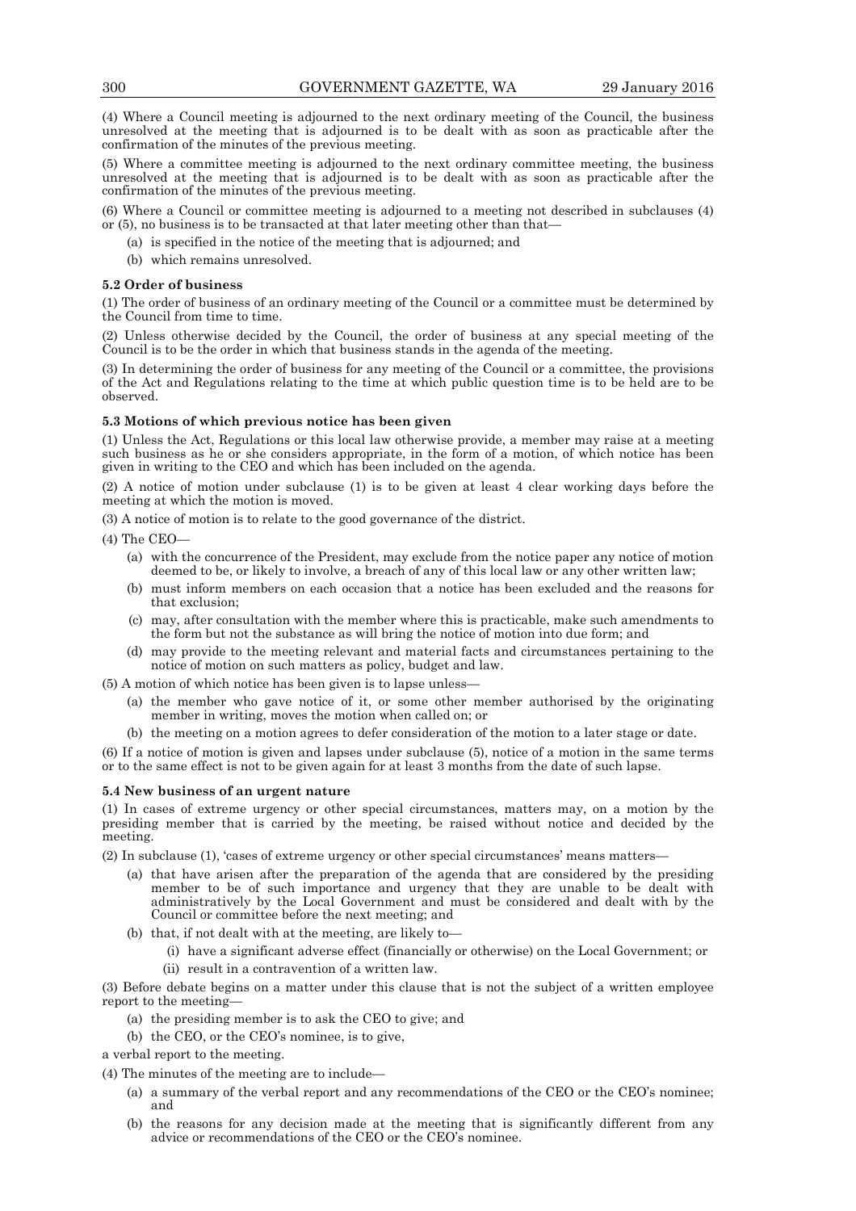(4) Where a Council meeting is adjourned to the next ordinary meeting of the Council, the business unresolved at the meeting that is adjourned is to be dealt with as soon as practicable after the confirmation of the minutes of the previous meeting.

(5) Where a committee meeting is adjourned to the next ordinary committee meeting, the business unresolved at the meeting that is adjourned is to be dealt with as soon as practicable after the confirmation of the minutes of the previous meeting.

(6) Where a Council or committee meeting is adjourned to a meeting not described in subclauses (4) or (5), no business is to be transacted at that later meeting other than that—

- (a) is specified in the notice of the meeting that is adjourned; and
- (b) which remains unresolved.

**5.2 Order of business**

(1) The order of business of an ordinary meeting of the Council or a committee must be determined by the Council from time to time.

(2) Unless otherwise decided by the Council, the order of business at any special meeting of the Council is to be the order in which that business stands in the agenda of the meeting.

(3) In determining the order of business for any meeting of the Council or a committee, the provisions of the Act and Regulations relating to the time at which public question time is to be held are to be observed.

**5.3 Motions of which previous notice has been given**

(1) Unless the Act, Regulations or this local law otherwise provide, a member may raise at a meeting such business as he or she considers appropriate, in the form of a motion, of which notice has been given in writing to the CEO and which has been included on the agenda.

(2) A notice of motion under subclause (1) is to be given at least 4 clear working days before the meeting at which the motion is moved.

(3) A notice of motion is to relate to the good governance of the district.

(4) The CEO—

- (a) with the concurrence of the President, may exclude from the notice paper any notice of motion deemed to be, or likely to involve, a breach of any of this local law or any other written law;
- (b) must inform members on each occasion that a notice has been excluded and the reasons for that exclusion;
- (c) may, after consultation with the member where this is practicable, make such amendments to the form but not the substance as will bring the notice of motion into due form; and
- (d) may provide to the meeting relevant and material facts and circumstances pertaining to the notice of motion on such matters as policy, budget and law.

(5) A motion of which notice has been given is to lapse unless—

- (a) the member who gave notice of it, or some other member authorised by the originating member in writing, moves the motion when called on; or
- (b) the meeting on a motion agrees to defer consideration of the motion to a later stage or date.

(6) If a notice of motion is given and lapses under subclause (5), notice of a motion in the same terms or to the same effect is not to be given again for at least 3 months from the date of such lapse.

**5.4 New business of an urgent nature**

(1) In cases of extreme urgency or other special circumstances, matters may, on a motion by the presiding member that is carried by the meeting, be raised without notice and decided by the meeting.

(2) In subclause (1), 'cases of extreme urgency or other special circumstances' means matters—

- (a) that have arisen after the preparation of the agenda that are considered by the presiding member to be of such importance and urgency that they are unable to be dealt with administratively by the Local Government and must be considered and dealt with by the Council or committee before the next meeting; and
- (b) that, if not dealt with at the meeting, are likely to—
  - (i) have a significant adverse effect (financially or otherwise) on the Local Government; or
  - (ii) result in a contravention of a written law.

(3) Before debate begins on a matter under this clause that is not the subject of a written employee report to the meeting—

- (a) the presiding member is to ask the CEO to give; and
- (b) the CEO, or the CEO's nominee, is to give,

a verbal report to the meeting.

(4) The minutes of the meeting are to include—

- (a) a summary of the verbal report and any recommendations of the CEO or the CEO's nominee; and
- (b) the reasons for any decision made at the meeting that is significantly different from any advice or recommendations of the CEO or the CEO's nominee.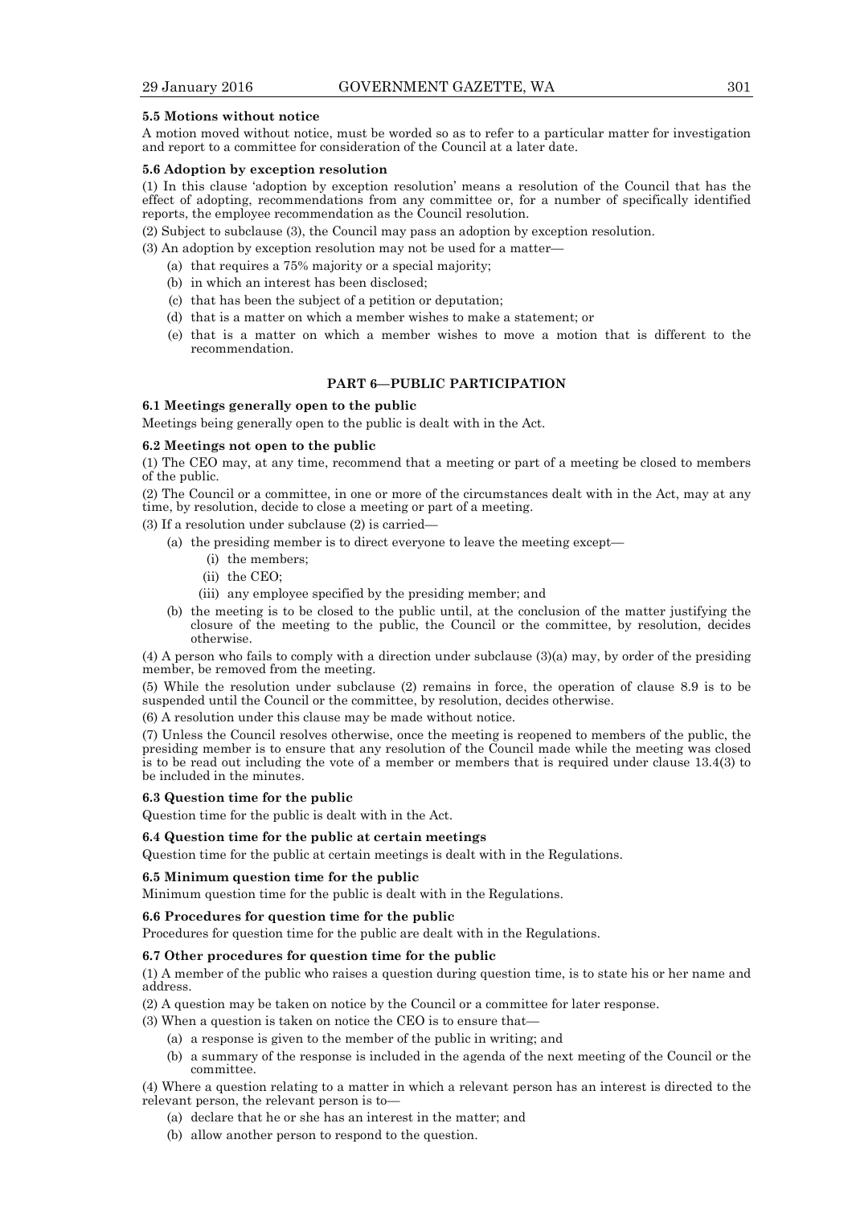#### 5.5 Motions without notice

A motion moved without notice, must be worded so as to refer to a particular matter for investigation and report to a committee for consideration of the Council at a later date.

#### 5.6 Adoption by exception resolution

(1) In this clause 'adoption by exception resolution' means a resolution of the Council that has the effect of adopting, recommendations from any committee or, for a number of specifically identified reports, the employee recommendation as the Council resolution.

(2) Subject to subclause (3), the Council may pass an adoption by exception resolution.

(3) An adoption by exception resolution may not be used for a matter—

- (a) that requires a 75% majority or a special majority;
- (b) in which an interest has been disclosed;
- (c) that has been the subject of a petition or deputation;
- (d) that is a matter on which a member wishes to make a statement; or
- (e) that is a matter on which a member wishes to move a motion that is different to the recommendation.

### PART 6—PUBLIC PARTICIPATION

#### 6.1 Meetings generally open to the public

Meetings being generally open to the public is dealt with in the Act.

#### 6.2 Meetings not open to the public

(1) The CEO may, at any time, recommend that a meeting or part of a meeting be closed to members of the public.

(2) The Council or a committee, in one or more of the circumstances dealt with in the Act, may at any time, by resolution, decide to close a meeting or part of a meeting.

(3) If a resolution under subclause (2) is carried—

- (a) the presiding member is to direct everyone to leave the meeting except—
  - (i) the members;
  - (ii) the CEO;
  - (iii) any employee specified by the presiding member; and
- (b) the meeting is to be closed to the public until, at the conclusion of the matter justifying the closure of the meeting to the public, the Council or the committee, by resolution, decides otherwise.

(4) A person who fails to comply with a direction under subclause (3)(a) may, by order of the presiding member, be removed from the meeting.

(5) While the resolution under subclause (2) remains in force, the operation of clause 8.9 is to be suspended until the Council or the committee, by resolution, decides otherwise.

(6) A resolution under this clause may be made without notice.

(7) Unless the Council resolves otherwise, once the meeting is reopened to members of the public, the presiding member is to ensure that any resolution of the Council made while the meeting was closed is to be read out including the vote of a member or members that is required under clause 13.4(3) to be included in the minutes.

#### 6.3 Question time for the public

Question time for the public is dealt with in the Act.

#### 6.4 Question time for the public at certain meetings

Question time for the public at certain meetings is dealt with in the Regulations.

#### 6.5 Minimum question time for the public

Minimum question time for the public is dealt with in the Regulations.

#### 6.6 Procedures for question time for the public

Procedures for question time for the public are dealt with in the Regulations.

#### 6.7 Other procedures for question time for the public

(1) A member of the public who raises a question during question time, is to state his or her name and address.

(2) A question may be taken on notice by the Council or a committee for later response.

(3) When a question is taken on notice the CEO is to ensure that—

- (a) a response is given to the member of the public in writing; and
- (b) a summary of the response is included in the agenda of the next meeting of the Council or the committee.

(4) Where a question relating to a matter in which a relevant person has an interest is directed to the relevant person, the relevant person is to—

- (a) declare that he or she has an interest in the matter; and
- (b) allow another person to respond to the question.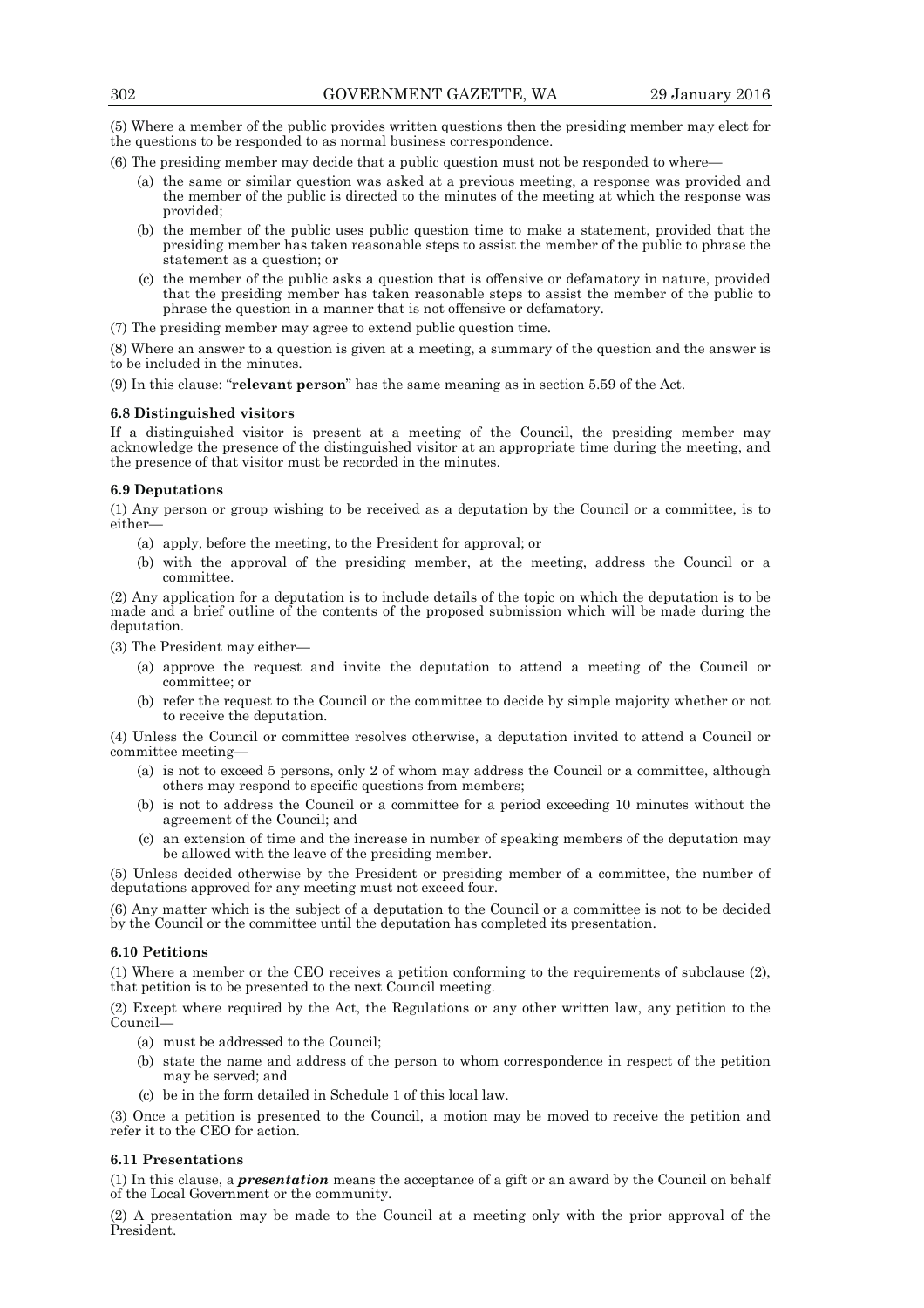(5) Where a member of the public provides written questions then the presiding member may elect for the questions to be responded to as normal business correspondence.

(6) The presiding member may decide that a public question must not be responded to where—

- (a) the same or similar question was asked at a previous meeting, a response was provided and the member of the public is directed to the minutes of the meeting at which the response was provided;
- (b) the member of the public uses public question time to make a statement, provided that the presiding member has taken reasonable steps to assist the member of the public to phrase the statement as a question; or
- (c) the member of the public asks a question that is offensive or defamatory in nature, provided that the presiding member has taken reasonable steps to assist the member of the public to phrase the question in a manner that is not offensive or defamatory.

(7) The presiding member may agree to extend public question time.

(8) Where an answer to a question is given at a meeting, a summary of the question and the answer is to be included in the minutes.

(9) In this clause: "**relevant person**" has the same meaning as in section 5.59 of the Act.

### 6.8 Distinguished visitors

If a distinguished visitor is present at a meeting of the Council, the presiding member may acknowledge the presence of the distinguished visitor at an appropriate time during the meeting, and the presence of that visitor must be recorded in the minutes.

### 6.9 Deputations

(1) Any person or group wishing to be received as a deputation by the Council or a committee, is to either—

- (a) apply, before the meeting, to the President for approval; or
- (b) with the approval of the presiding member, at the meeting, address the Council or a committee.

(2) Any application for a deputation is to include details of the topic on which the deputation is to be made and a brief outline of the contents of the proposed submission which will be made during the deputation.

(3) The President may either—

- (a) approve the request and invite the deputation to attend a meeting of the Council or committee; or
- (b) refer the request to the Council or the committee to decide by simple majority whether or not to receive the deputation.

(4) Unless the Council or committee resolves otherwise, a deputation invited to attend a Council or committee meeting—

- (a) is not to exceed 5 persons, only 2 of whom may address the Council or a committee, although others may respond to specific questions from members;
- (b) is not to address the Council or a committee for a period exceeding 10 minutes without the agreement of the Council; and
- (c) an extension of time and the increase in number of speaking members of the deputation may be allowed with the leave of the presiding member.

(5) Unless decided otherwise by the President or presiding member of a committee, the number of deputations approved for any meeting must not exceed four.

(6) Any matter which is the subject of a deputation to the Council or a committee is not to be decided by the Council or the committee until the deputation has completed its presentation.

### 6.10 Petitions

(1) Where a member or the CEO receives a petition conforming to the requirements of subclause (2), that petition is to be presented to the next Council meeting.

(2) Except where required by the Act, the Regulations or any other written law, any petition to the Council—

- (a) must be addressed to the Council;
- (b) state the name and address of the person to whom correspondence in respect of the petition may be served; and
- (c) be in the form detailed in Schedule 1 of this local law.

(3) Once a petition is presented to the Council, a motion may be moved to receive the petition and refer it to the CEO for action.

### 6.11 Presentations

(1) In this clause, a ***presentation*** means the acceptance of a gift or an award by the Council on behalf of the Local Government or the community.

(2) A presentation may be made to the Council at a meeting only with the prior approval of the President.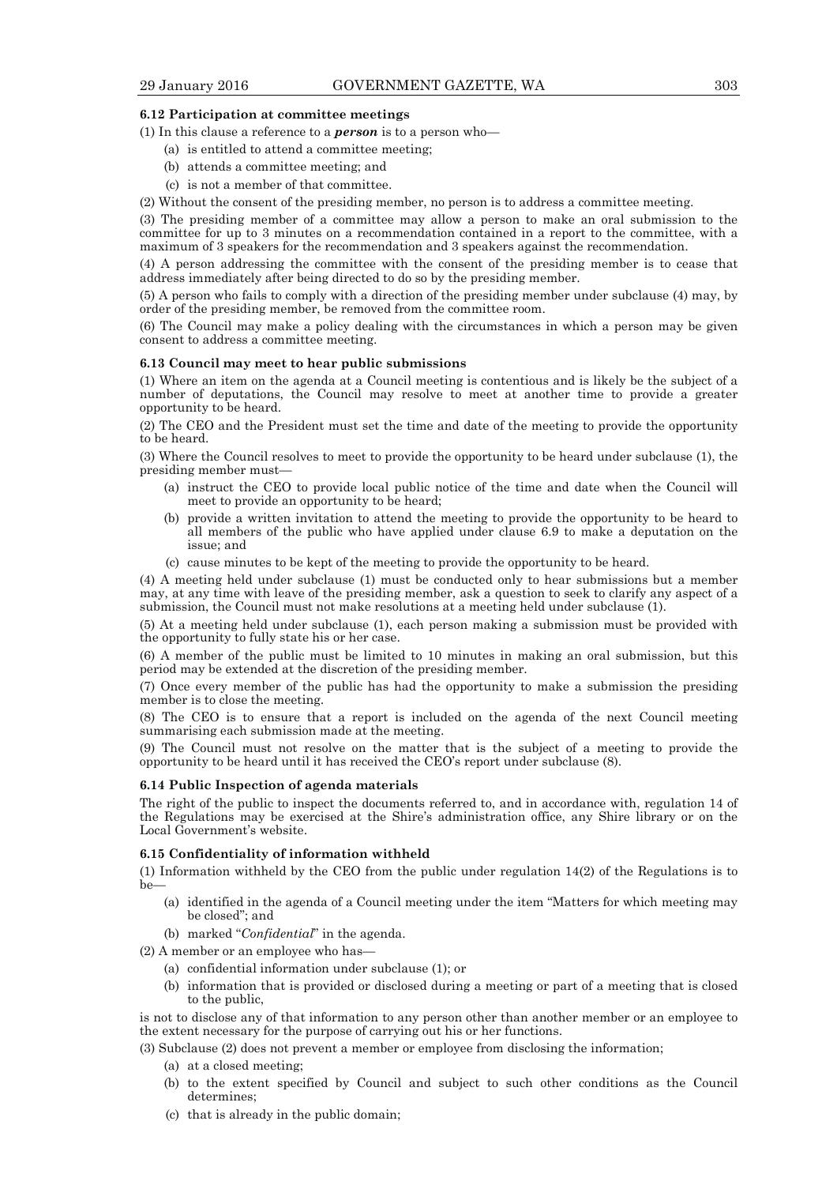#### 6.12 Participation at committee meetings

(1) In this clause a reference to a ***person*** is to a person who—

- (a) is entitled to attend a committee meeting;
- (b) attends a committee meeting; and
- (c) is not a member of that committee.

(2) Without the consent of the presiding member, no person is to address a committee meeting.

(3) The presiding member of a committee may allow a person to make an oral submission to the committee for up to 3 minutes on a recommendation contained in a report to the committee, with a maximum of 3 speakers for the recommendation and 3 speakers against the recommendation.

(4) A person addressing the committee with the consent of the presiding member is to cease that address immediately after being directed to do so by the presiding member.

(5) A person who fails to comply with a direction of the presiding member under subclause (4) may, by order of the presiding member, be removed from the committee room.

(6) The Council may make a policy dealing with the circumstances in which a person may be given consent to address a committee meeting.

#### 6.13 Council may meet to hear public submissions

(1) Where an item on the agenda at a Council meeting is contentious and is likely be the subject of a number of deputations, the Council may resolve to meet at another time to provide a greater opportunity to be heard.

(2) The CEO and the President must set the time and date of the meeting to provide the opportunity to be heard.

(3) Where the Council resolves to meet to provide the opportunity to be heard under subclause (1), the presiding member must—

- (a) instruct the CEO to provide local public notice of the time and date when the Council will meet to provide an opportunity to be heard;
- (b) provide a written invitation to attend the meeting to provide the opportunity to be heard to all members of the public who have applied under clause 6.9 to make a deputation on the issue; and
- (c) cause minutes to be kept of the meeting to provide the opportunity to be heard.

(4) A meeting held under subclause (1) must be conducted only to hear submissions but a member may, at any time with leave of the presiding member, ask a question to seek to clarify any aspect of a submission, the Council must not make resolutions at a meeting held under subclause (1).

(5) At a meeting held under subclause (1), each person making a submission must be provided with the opportunity to fully state his or her case.

(6) A member of the public must be limited to 10 minutes in making an oral submission, but this period may be extended at the discretion of the presiding member.

(7) Once every member of the public has had the opportunity to make a submission the presiding member is to close the meeting.

(8) The CEO is to ensure that a report is included on the agenda of the next Council meeting summarising each submission made at the meeting.

(9) The Council must not resolve on the matter that is the subject of a meeting to provide the opportunity to be heard until it has received the CEO's report under subclause (8).

#### 6.14 Public Inspection of agenda materials

The right of the public to inspect the documents referred to, and in accordance with, regulation 14 of the Regulations may be exercised at the Shire's administration office, any Shire library or on the Local Government's website.

#### 6.15 Confidentiality of information withheld

(1) Information withheld by the CEO from the public under regulation 14(2) of the Regulations is to be—

- (a) identified in the agenda of a Council meeting under the item "Matters for which meeting may be closed"; and
- (b) marked "*Confidential*" in the agenda.

(2) A member or an employee who has—

- (a) confidential information under subclause (1); or
- (b) information that is provided or disclosed during a meeting or part of a meeting that is closed to the public,

is not to disclose any of that information to any person other than another member or an employee to the extent necessary for the purpose of carrying out his or her functions.

(3) Subclause (2) does not prevent a member or employee from disclosing the information;

- (a) at a closed meeting;
- (b) to the extent specified by Council and subject to such other conditions as the Council determines;
- (c) that is already in the public domain;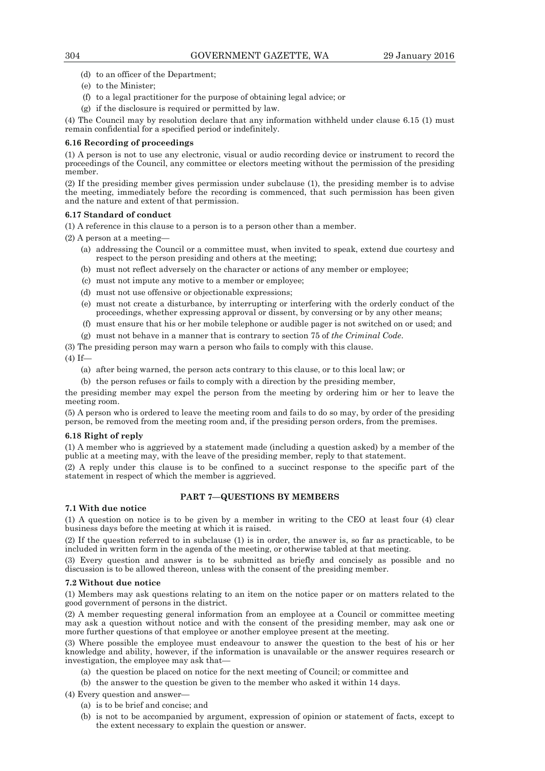(d) to an officer of the Department;

(e) to the Minister;

(f) to a legal practitioner for the purpose of obtaining legal advice; or

(g) if the disclosure is required or permitted by law.

(4) The Council may by resolution declare that any information withheld under clause 6.15 (1) must remain confidential for a specified period or indefinitely.

**6.16 Recording of proceedings**

(1) A person is not to use any electronic, visual or audio recording device or instrument to record the proceedings of the Council, any committee or electors meeting without the permission of the presiding member.

(2) If the presiding member gives permission under subclause (1), the presiding member is to advise the meeting, immediately before the recording is commenced, that such permission has been given and the nature and extent of that permission.

**6.17 Standard of conduct**

(1) A reference in this clause to a person is to a person other than a member.

(2) A person at a meeting—

(a) addressing the Council or a committee must, when invited to speak, extend due courtesy and respect to the person presiding and others at the meeting;

(b) must not reflect adversely on the character or actions of any member or employee;

(c) must not impute any motive to a member or employee;

(d) must not use offensive or objectionable expressions;

(e) must not create a disturbance, by interrupting or interfering with the orderly conduct of the proceedings, whether expressing approval or dissent, by conversing or by any other means;

(f) must ensure that his or her mobile telephone or audible pager is not switched on or used; and

(g) must not behave in a manner that is contrary to section 75 of *the Criminal Code*.

(3) The presiding person may warn a person who fails to comply with this clause.

(4) If—

(a) after being warned, the person acts contrary to this clause, or to this local law; or

(b) the person refuses or fails to comply with a direction by the presiding member,

the presiding member may expel the person from the meeting by ordering him or her to leave the meeting room.

(5) A person who is ordered to leave the meeting room and fails to do so may, by order of the presiding person, be removed from the meeting room and, if the presiding person orders, from the premises.

**6.18 Right of reply**

(1) A member who is aggrieved by a statement made (including a question asked) by a member of the public at a meeting may, with the leave of the presiding member, reply to that statement.

(2) A reply under this clause is to be confined to a succinct response to the specific part of the statement in respect of which the member is aggrieved.

## PART 7—QUESTIONS BY MEMBERS

**7.1 With due notice**

(1) A question on notice is to be given by a member in writing to the CEO at least four (4) clear business days before the meeting at which it is raised.

(2) If the question referred to in subclause (1) is in order, the answer is, so far as practicable, to be included in written form in the agenda of the meeting, or otherwise tabled at that meeting.

(3) Every question and answer is to be submitted as briefly and concisely as possible and no discussion is to be allowed thereon, unless with the consent of the presiding member.

**7.2 Without due notice**

(1) Members may ask questions relating to an item on the notice paper or on matters related to the good government of persons in the district.

(2) A member requesting general information from an employee at a Council or committee meeting may ask a question without notice and with the consent of the presiding member, may ask one or more further questions of that employee or another employee present at the meeting.

(3) Where possible the employee must endeavour to answer the question to the best of his or her knowledge and ability, however, if the information is unavailable or the answer requires research or investigation, the employee may ask that—

(a) the question be placed on notice for the next meeting of Council; or committee and

(b) the answer to the question be given to the member who asked it within 14 days.

(4) Every question and answer—

(a) is to be brief and concise; and

(b) is not to be accompanied by argument, expression of opinion or statement of facts, except to the extent necessary to explain the question or answer.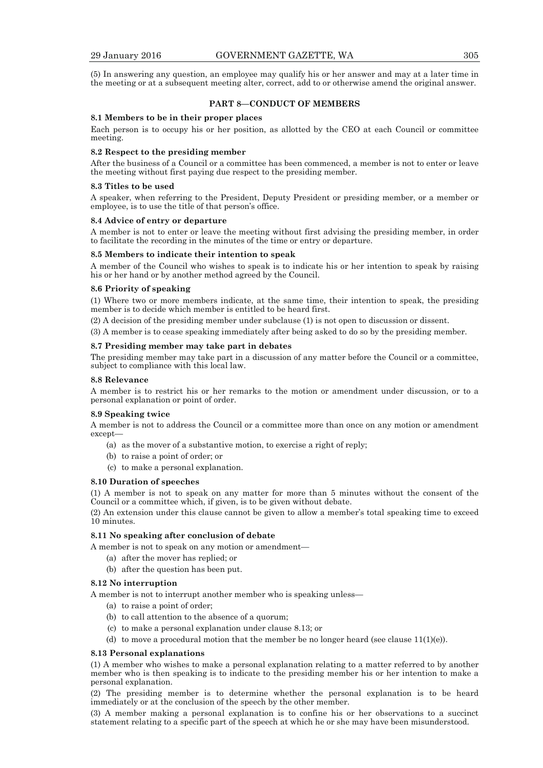(5) In answering any question, an employee may qualify his or her answer and may at a later time in the meeting or at a subsequent meeting alter, correct, add to or otherwise amend the original answer.

## PART 8—CONDUCT OF MEMBERS

### 8.1 Members to be in their proper places

Each person is to occupy his or her position, as allotted by the CEO at each Council or committee meeting.

### 8.2 Respect to the presiding member

After the business of a Council or a committee has been commenced, a member is not to enter or leave the meeting without first paying due respect to the presiding member.

### 8.3 Titles to be used

A speaker, when referring to the President, Deputy President or presiding member, or a member or employee, is to use the title of that person's office.

### 8.4 Advice of entry or departure

A member is not to enter or leave the meeting without first advising the presiding member, in order to facilitate the recording in the minutes of the time or entry or departure.

### 8.5 Members to indicate their intention to speak

A member of the Council who wishes to speak is to indicate his or her intention to speak by raising his or her hand or by another method agreed by the Council.

### 8.6 Priority of speaking

(1) Where two or more members indicate, at the same time, their intention to speak, the presiding member is to decide which member is entitled to be heard first.

(2) A decision of the presiding member under subclause (1) is not open to discussion or dissent.

(3) A member is to cease speaking immediately after being asked to do so by the presiding member.

### 8.7 Presiding member may take part in debates

The presiding member may take part in a discussion of any matter before the Council or a committee, subject to compliance with this local law.

### 8.8 Relevance

A member is to restrict his or her remarks to the motion or amendment under discussion, or to a personal explanation or point of order.

### 8.9 Speaking twice

A member is not to address the Council or a committee more than once on any motion or amendment except—

- (a) as the mover of a substantive motion, to exercise a right of reply;
- (b) to raise a point of order; or
- (c) to make a personal explanation.

### 8.10 Duration of speeches

(1) A member is not to speak on any matter for more than 5 minutes without the consent of the Council or a committee which, if given, is to be given without debate.

(2) An extension under this clause cannot be given to allow a member's total speaking time to exceed 10 minutes.

### 8.11 No speaking after conclusion of debate

A member is not to speak on any motion or amendment—

- (a) after the mover has replied; or
- (b) after the question has been put.

### 8.12 No interruption

A member is not to interrupt another member who is speaking unless—

- (a) to raise a point of order;
- (b) to call attention to the absence of a quorum;
- (c) to make a personal explanation under clause 8.13; or
- (d) to move a procedural motion that the member be no longer heard (see clause 11(1)(e)).

### 8.13 Personal explanations

(1) A member who wishes to make a personal explanation relating to a matter referred to by another member who is then speaking is to indicate to the presiding member his or her intention to make a personal explanation.

(2) The presiding member is to determine whether the personal explanation is to be heard immediately or at the conclusion of the speech by the other member.

(3) A member making a personal explanation is to confine his or her observations to a succinct statement relating to a specific part of the speech at which he or she may have been misunderstood.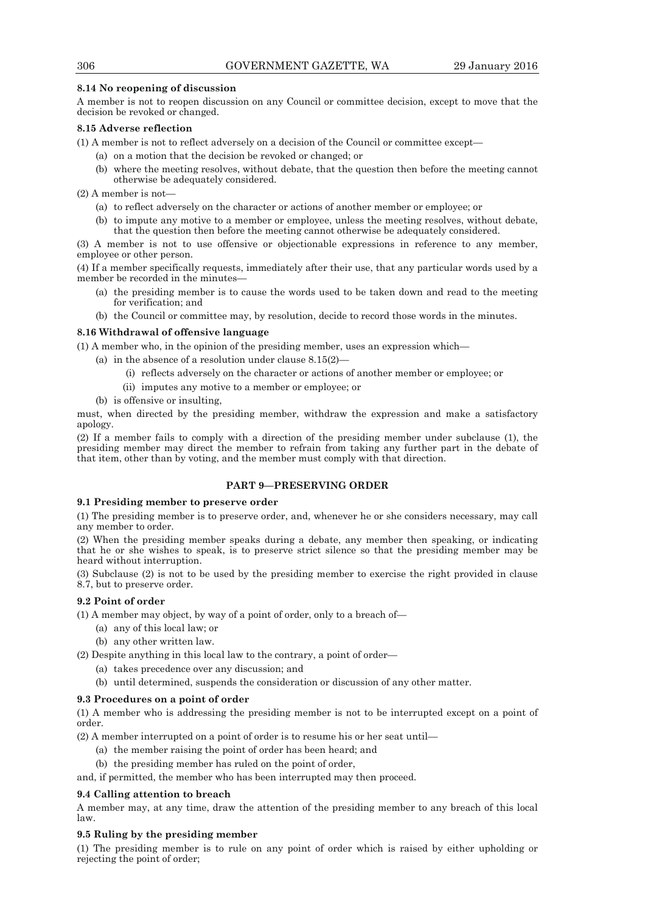**8.14 No reopening of discussion**

A member is not to reopen discussion on any Council or committee decision, except to move that the decision be revoked or changed.

**8.15 Adverse reflection**

(1) A member is not to reflect adversely on a decision of the Council or committee except—

- (a) on a motion that the decision be revoked or changed; or
- (b) where the meeting resolves, without debate, that the question then before the meeting cannot otherwise be adequately considered.

(2) A member is not—

- (a) to reflect adversely on the character or actions of another member or employee; or
- (b) to impute any motive to a member or employee, unless the meeting resolves, without debate, that the question then before the meeting cannot otherwise be adequately considered.

(3) A member is not to use offensive or objectionable expressions in reference to any member, employee or other person.

(4) If a member specifically requests, immediately after their use, that any particular words used by a member be recorded in the minutes—

- (a) the presiding member is to cause the words used to be taken down and read to the meeting for verification; and
- (b) the Council or committee may, by resolution, decide to record those words in the minutes.

**8.16 Withdrawal of offensive language**

(1) A member who, in the opinion of the presiding member, uses an expression which—

- (a) in the absence of a resolution under clause 8.15(2)—
  - (i) reflects adversely on the character or actions of another member or employee; or
  - (ii) imputes any motive to a member or employee; or
- (b) is offensive or insulting,

must, when directed by the presiding member, withdraw the expression and make a satisfactory apology.

(2) If a member fails to comply with a direction of the presiding member under subclause (1), the presiding member may direct the member to refrain from taking any further part in the debate of that item, other than by voting, and the member must comply with that direction.

## PART 9—PRESERVING ORDER

**9.1 Presiding member to preserve order**

(1) The presiding member is to preserve order, and, whenever he or she considers necessary, may call any member to order.

(2) When the presiding member speaks during a debate, any member then speaking, or indicating that he or she wishes to speak, is to preserve strict silence so that the presiding member may be heard without interruption.

(3) Subclause (2) is not to be used by the presiding member to exercise the right provided in clause 8.7, but to preserve order.

**9.2 Point of order**

(1) A member may object, by way of a point of order, only to a breach of—

- (a) any of this local law; or
- (b) any other written law.

(2) Despite anything in this local law to the contrary, a point of order—

- (a) takes precedence over any discussion; and
- (b) until determined, suspends the consideration or discussion of any other matter.

**9.3 Procedures on a point of order**

(1) A member who is addressing the presiding member is not to be interrupted except on a point of order.

(2) A member interrupted on a point of order is to resume his or her seat until—

- (a) the member raising the point of order has been heard; and
- (b) the presiding member has ruled on the point of order,

and, if permitted, the member who has been interrupted may then proceed.

**9.4 Calling attention to breach**

A member may, at any time, draw the attention of the presiding member to any breach of this local law.

**9.5 Ruling by the presiding member**

(1) The presiding member is to rule on any point of order which is raised by either upholding or rejecting the point of order;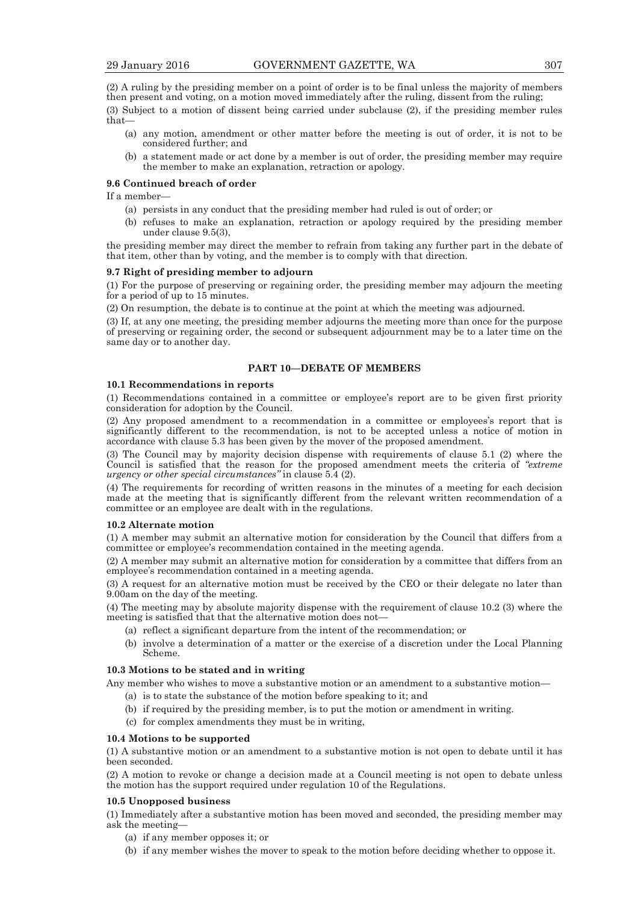(2) A ruling by the presiding member on a point of order is to be final unless the majority of members then present and voting, on a motion moved immediately after the ruling, dissent from the ruling;

(3) Subject to a motion of dissent being carried under subclause (2), if the presiding member rules that—

- (a) any motion, amendment or other matter before the meeting is out of order, it is not to be considered further; and
- (b) a statement made or act done by a member is out of order, the presiding member may require the member to make an explanation, retraction or apology.

**9.6 Continued breach of order**

If a member—

- (a) persists in any conduct that the presiding member had ruled is out of order; or
- (b) refuses to make an explanation, retraction or apology required by the presiding member under clause 9.5(3),

the presiding member may direct the member to refrain from taking any further part in the debate of that item, other than by voting, and the member is to comply with that direction.

**9.7 Right of presiding member to adjourn**

(1) For the purpose of preserving or regaining order, the presiding member may adjourn the meeting for a period of up to 15 minutes.

(2) On resumption, the debate is to continue at the point at which the meeting was adjourned.

(3) If, at any one meeting, the presiding member adjourns the meeting more than once for the purpose of preserving or regaining order, the second or subsequent adjournment may be to a later time on the same day or to another day.

## PART 10—DEBATE OF MEMBERS

**10.1 Recommendations in reports**

(1) Recommendations contained in a committee or employee's report are to be given first priority consideration for adoption by the Council.

(2) Any proposed amendment to a recommendation in a committee or employees's report that is significantly different to the recommendation, is not to be accepted unless a notice of motion in accordance with clause 5.3 has been given by the mover of the proposed amendment.

(3) The Council may by majority decision dispense with requirements of clause 5.1 (2) where the Council is satisfied that the reason for the proposed amendment meets the criteria of *"extreme urgency or other special circumstances"* in clause 5.4 (2).

(4) The requirements for recording of written reasons in the minutes of a meeting for each decision made at the meeting that is significantly different from the relevant written recommendation of a committee or an employee are dealt with in the regulations.

**10.2 Alternate motion**

(1) A member may submit an alternative motion for consideration by the Council that differs from a committee or employee's recommendation contained in the meeting agenda.

(2) A member may submit an alternative motion for consideration by a committee that differs from an employee's recommendation contained in a meeting agenda.

(3) A request for an alternative motion must be received by the CEO or their delegate no later than 9.00am on the day of the meeting.

(4) The meeting may by absolute majority dispense with the requirement of clause 10.2 (3) where the meeting is satisfied that that the alternative motion does not—

- (a) reflect a significant departure from the intent of the recommendation; or
- (b) involve a determination of a matter or the exercise of a discretion under the Local Planning Scheme.

**10.3 Motions to be stated and in writing**

Any member who wishes to move a substantive motion or an amendment to a substantive motion—

- (a) is to state the substance of the motion before speaking to it; and
- (b) if required by the presiding member, is to put the motion or amendment in writing.
- (c) for complex amendments they must be in writing,

**10.4 Motions to be supported**

(1) A substantive motion or an amendment to a substantive motion is not open to debate until it has been seconded.

(2) A motion to revoke or change a decision made at a Council meeting is not open to debate unless the motion has the support required under regulation 10 of the Regulations.

**10.5 Unopposed business**

(1) Immediately after a substantive motion has been moved and seconded, the presiding member may ask the meeting—

- (a) if any member opposes it; or
- (b) if any member wishes the mover to speak to the motion before deciding whether to oppose it.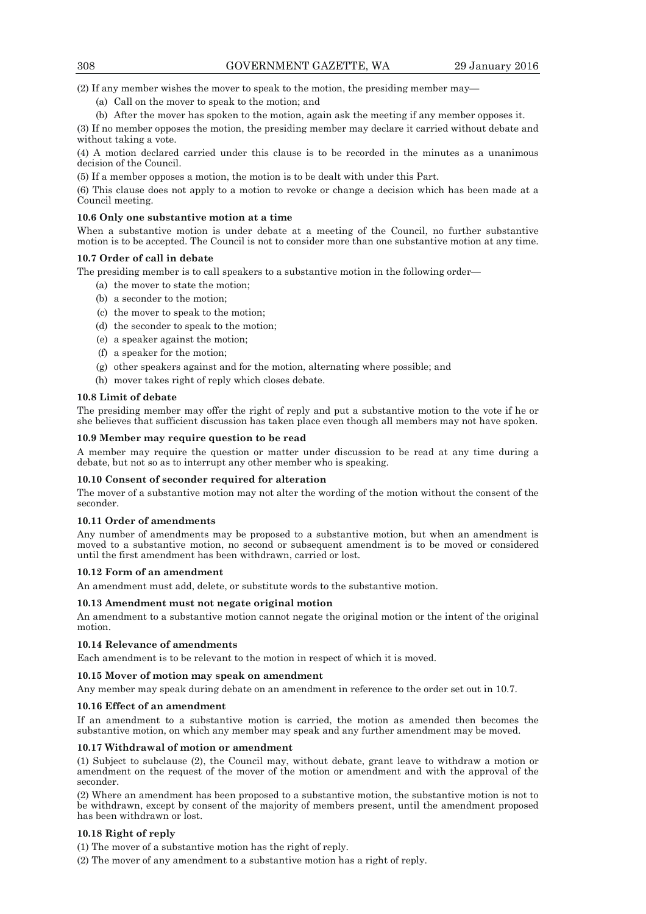(2) If any member wishes the mover to speak to the motion, the presiding member may—

(a) Call on the mover to speak to the motion; and

(b) After the mover has spoken to the motion, again ask the meeting if any member opposes it.

(3) If no member opposes the motion, the presiding member may declare it carried without debate and without taking a vote.

(4) A motion declared carried under this clause is to be recorded in the minutes as a unanimous decision of the Council.

(5) If a member opposes a motion, the motion is to be dealt with under this Part.

(6) This clause does not apply to a motion to revoke or change a decision which has been made at a Council meeting.

#### 10.6 Only one substantive motion at a time

When a substantive motion is under debate at a meeting of the Council, no further substantive motion is to be accepted. The Council is not to consider more than one substantive motion at any time.

#### 10.7 Order of call in debate

The presiding member is to call speakers to a substantive motion in the following order—

(a) the mover to state the motion;

(b) a seconder to the motion;

(c) the mover to speak to the motion;

(d) the seconder to speak to the motion;

(e) a speaker against the motion;

(f) a speaker for the motion;

(g) other speakers against and for the motion, alternating where possible; and

(h) mover takes right of reply which closes debate.

#### 10.8 Limit of debate

The presiding member may offer the right of reply and put a substantive motion to the vote if he or she believes that sufficient discussion has taken place even though all members may not have spoken.

#### 10.9 Member may require question to be read

A member may require the question or matter under discussion to be read at any time during a debate, but not so as to interrupt any other member who is speaking.

#### 10.10 Consent of seconder required for alteration

The mover of a substantive motion may not alter the wording of the motion without the consent of the seconder.

#### 10.11 Order of amendments

Any number of amendments may be proposed to a substantive motion, but when an amendment is moved to a substantive motion, no second or subsequent amendment is to be moved or considered until the first amendment has been withdrawn, carried or lost.

#### 10.12 Form of an amendment

An amendment must add, delete, or substitute words to the substantive motion.

#### 10.13 Amendment must not negate original motion

An amendment to a substantive motion cannot negate the original motion or the intent of the original motion.

#### 10.14 Relevance of amendments

Each amendment is to be relevant to the motion in respect of which it is moved.

#### 10.15 Mover of motion may speak on amendment

Any member may speak during debate on an amendment in reference to the order set out in 10.7.

#### 10.16 Effect of an amendment

If an amendment to a substantive motion is carried, the motion as amended then becomes the substantive motion, on which any member may speak and any further amendment may be moved.

#### 10.17 Withdrawal of motion or amendment

(1) Subject to subclause (2), the Council may, without debate, grant leave to withdraw a motion or amendment on the request of the mover of the motion or amendment and with the approval of the seconder.

(2) Where an amendment has been proposed to a substantive motion, the substantive motion is not to be withdrawn, except by consent of the majority of members present, until the amendment proposed has been withdrawn or lost.

#### 10.18 Right of reply

(1) The mover of a substantive motion has the right of reply.

(2) The mover of any amendment to a substantive motion has a right of reply.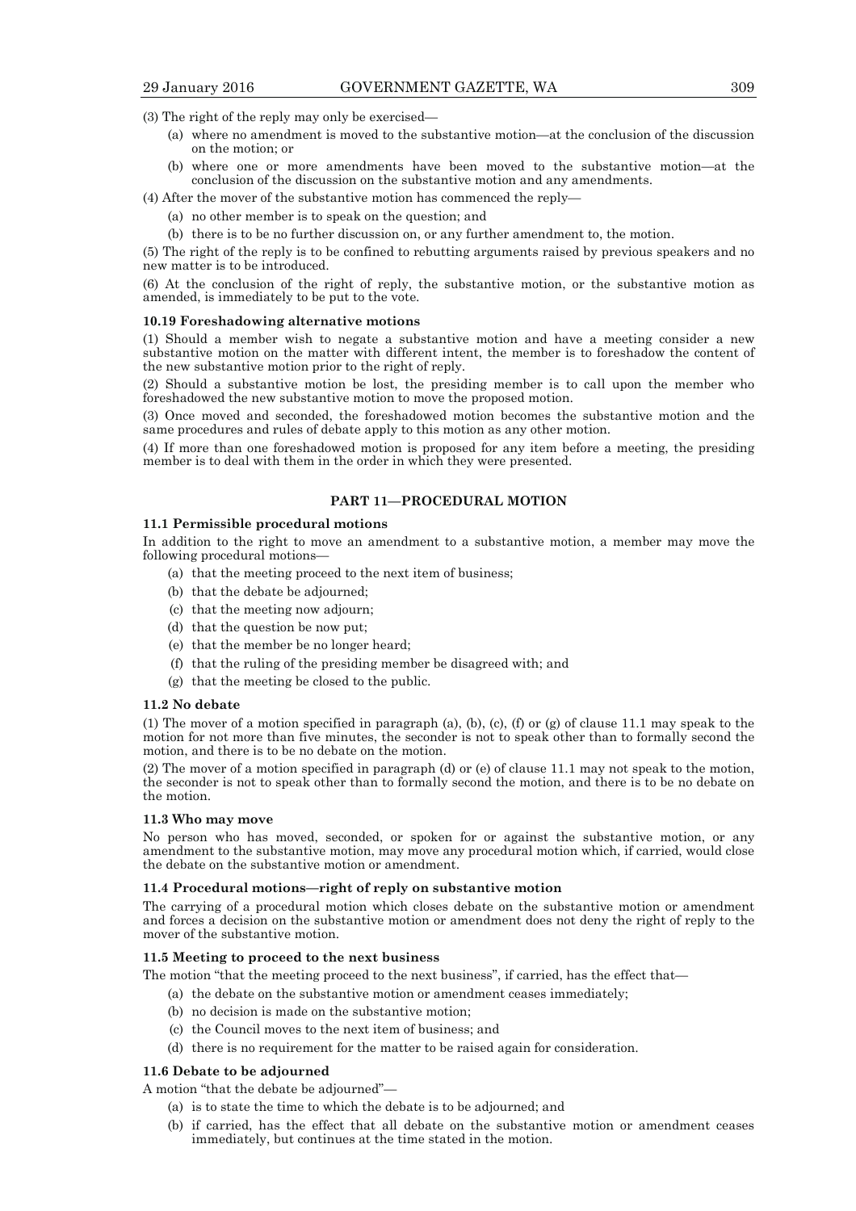(3) The right of the reply may only be exercised—

(a) where no amendment is moved to the substantive motion—at the conclusion of the discussion on the motion; or

(b) where one or more amendments have been moved to the substantive motion—at the conclusion of the discussion on the substantive motion and any amendments.

(4) After the mover of the substantive motion has commenced the reply—

(a) no other member is to speak on the question; and

(b) there is to be no further discussion on, or any further amendment to, the motion.

(5) The right of the reply is to be confined to rebutting arguments raised by previous speakers and no new matter is to be introduced.

(6) At the conclusion of the right of reply, the substantive motion, or the substantive motion as amended, is immediately to be put to the vote.

**10.19 Foreshadowing alternative motions**

(1) Should a member wish to negate a substantive motion and have a meeting consider a new substantive motion on the matter with different intent, the member is to foreshadow the content of the new substantive motion prior to the right of reply.

(2) Should a substantive motion be lost, the presiding member is to call upon the member who foreshadowed the new substantive motion to move the proposed motion.

(3) Once moved and seconded, the foreshadowed motion becomes the substantive motion and the same procedures and rules of debate apply to this motion as any other motion.

(4) If more than one foreshadowed motion is proposed for any item before a meeting, the presiding member is to deal with them in the order in which they were presented.

## PART 11—PROCEDURAL MOTION

**11.1 Permissible procedural motions**

In addition to the right to move an amendment to a substantive motion, a member may move the following procedural motions—

(a) that the meeting proceed to the next item of business;

(b) that the debate be adjourned;

(c) that the meeting now adjourn;

(d) that the question be now put;

(e) that the member be no longer heard;

(f) that the ruling of the presiding member be disagreed with; and

(g) that the meeting be closed to the public.

**11.2 No debate**

(1) The mover of a motion specified in paragraph (a), (b), (c), (f) or (g) of clause 11.1 may speak to the motion for not more than five minutes, the seconder is not to speak other than to formally second the motion, and there is to be no debate on the motion.

(2) The mover of a motion specified in paragraph (d) or (e) of clause 11.1 may not speak to the motion, the seconder is not to speak other than to formally second the motion, and there is to be no debate on the motion.

**11.3 Who may move**

No person who has moved, seconded, or spoken for or against the substantive motion, or any amendment to the substantive motion, may move any procedural motion which, if carried, would close the debate on the substantive motion or amendment.

**11.4 Procedural motions—right of reply on substantive motion**

The carrying of a procedural motion which closes debate on the substantive motion or amendment and forces a decision on the substantive motion or amendment does not deny the right of reply to the mover of the substantive motion.

**11.5 Meeting to proceed to the next business**

The motion "that the meeting proceed to the next business", if carried, has the effect that—

(a) the debate on the substantive motion or amendment ceases immediately;

(b) no decision is made on the substantive motion;

(c) the Council moves to the next item of business; and

(d) there is no requirement for the matter to be raised again for consideration.

**11.6 Debate to be adjourned**

A motion "that the debate be adjourned"—

(a) is to state the time to which the debate is to be adjourned; and

(b) if carried, has the effect that all debate on the substantive motion or amendment ceases immediately, but continues at the time stated in the motion.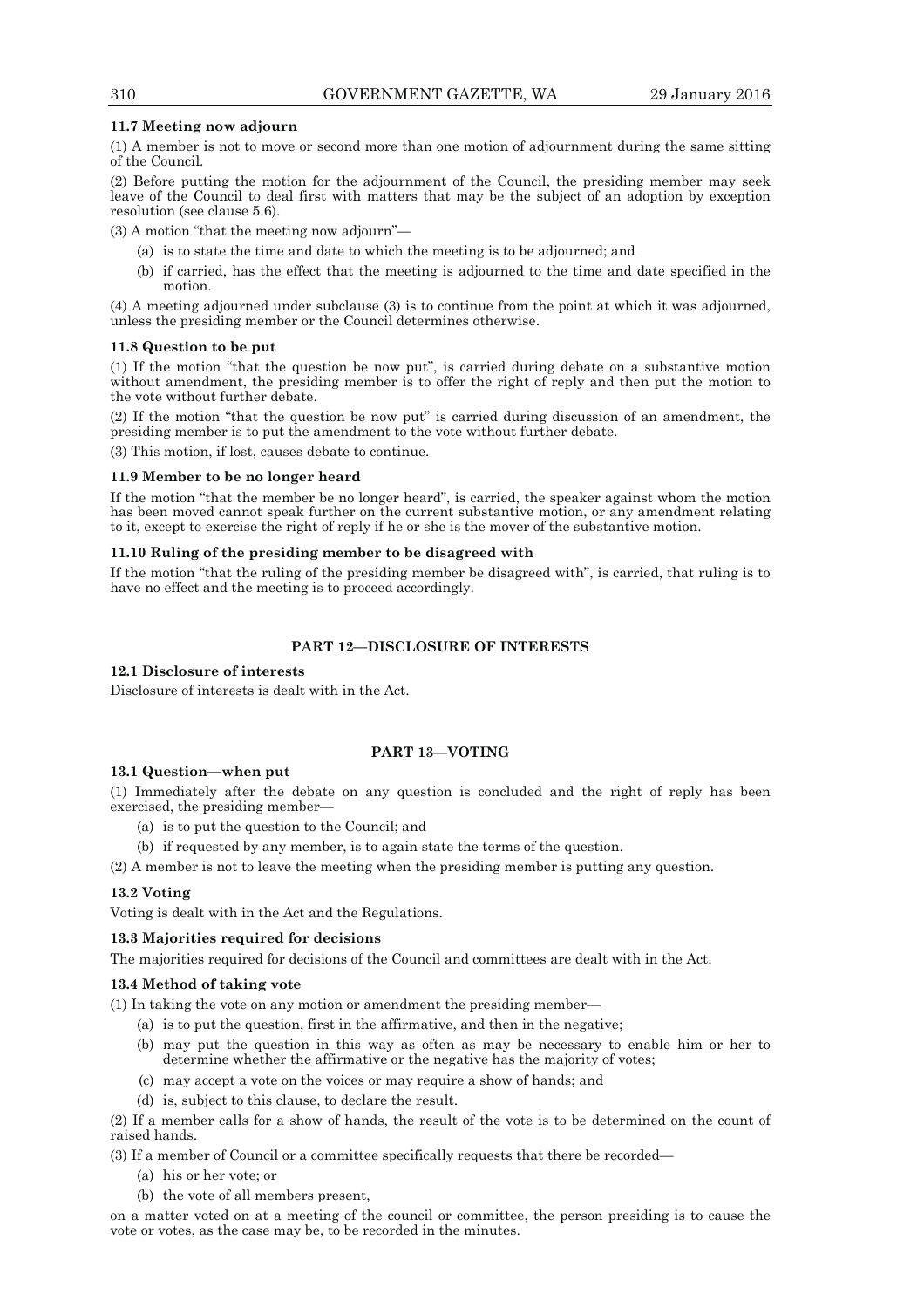### 11.7 Meeting now adjourn

(1) A member is not to move or second more than one motion of adjournment during the same sitting of the Council.

(2) Before putting the motion for the adjournment of the Council, the presiding member may seek leave of the Council to deal first with matters that may be the subject of an adoption by exception resolution (see clause 5.6).

(3) A motion "that the meeting now adjourn"—

- (a) is to state the time and date to which the meeting is to be adjourned; and
- (b) if carried, has the effect that the meeting is adjourned to the time and date specified in the motion.

(4) A meeting adjourned under subclause (3) is to continue from the point at which it was adjourned, unless the presiding member or the Council determines otherwise.

### 11.8 Question to be put

(1) If the motion "that the question be now put", is carried during debate on a substantive motion without amendment, the presiding member is to offer the right of reply and then put the motion to the vote without further debate.

(2) If the motion "that the question be now put" is carried during discussion of an amendment, the presiding member is to put the amendment to the vote without further debate.

(3) This motion, if lost, causes debate to continue.

### 11.9 Member to be no longer heard

If the motion "that the member be no longer heard", is carried, the speaker against whom the motion has been moved cannot speak further on the current substantive motion, or any amendment relating to it, except to exercise the right of reply if he or she is the mover of the substantive motion.

### 11.10 Ruling of the presiding member to be disagreed with

If the motion "that the ruling of the presiding member be disagreed with", is carried, that ruling is to have no effect and the meeting is to proceed accordingly.

## PART 12—DISCLOSURE OF INTERESTS

### 12.1 Disclosure of interests

Disclosure of interests is dealt with in the Act.

## PART 13—VOTING

### 13.1 Question—when put

(1) Immediately after the debate on any question is concluded and the right of reply has been exercised, the presiding member—

- (a) is to put the question to the Council; and
- (b) if requested by any member, is to again state the terms of the question.

(2) A member is not to leave the meeting when the presiding member is putting any question.

### 13.2 Voting

Voting is dealt with in the Act and the Regulations.

### 13.3 Majorities required for decisions

The majorities required for decisions of the Council and committees are dealt with in the Act.

### 13.4 Method of taking vote

(1) In taking the vote on any motion or amendment the presiding member—

- (a) is to put the question, first in the affirmative, and then in the negative;
- (b) may put the question in this way as often as may be necessary to enable him or her to determine whether the affirmative or the negative has the majority of votes;
- (c) may accept a vote on the voices or may require a show of hands; and
- (d) is, subject to this clause, to declare the result.

(2) If a member calls for a show of hands, the result of the vote is to be determined on the count of raised hands.

(3) If a member of Council or a committee specifically requests that there be recorded—

- (a) his or her vote; or
- (b) the vote of all members present,

on a matter voted on at a meeting of the council or committee, the person presiding is to cause the vote or votes, as the case may be, to be recorded in the minutes.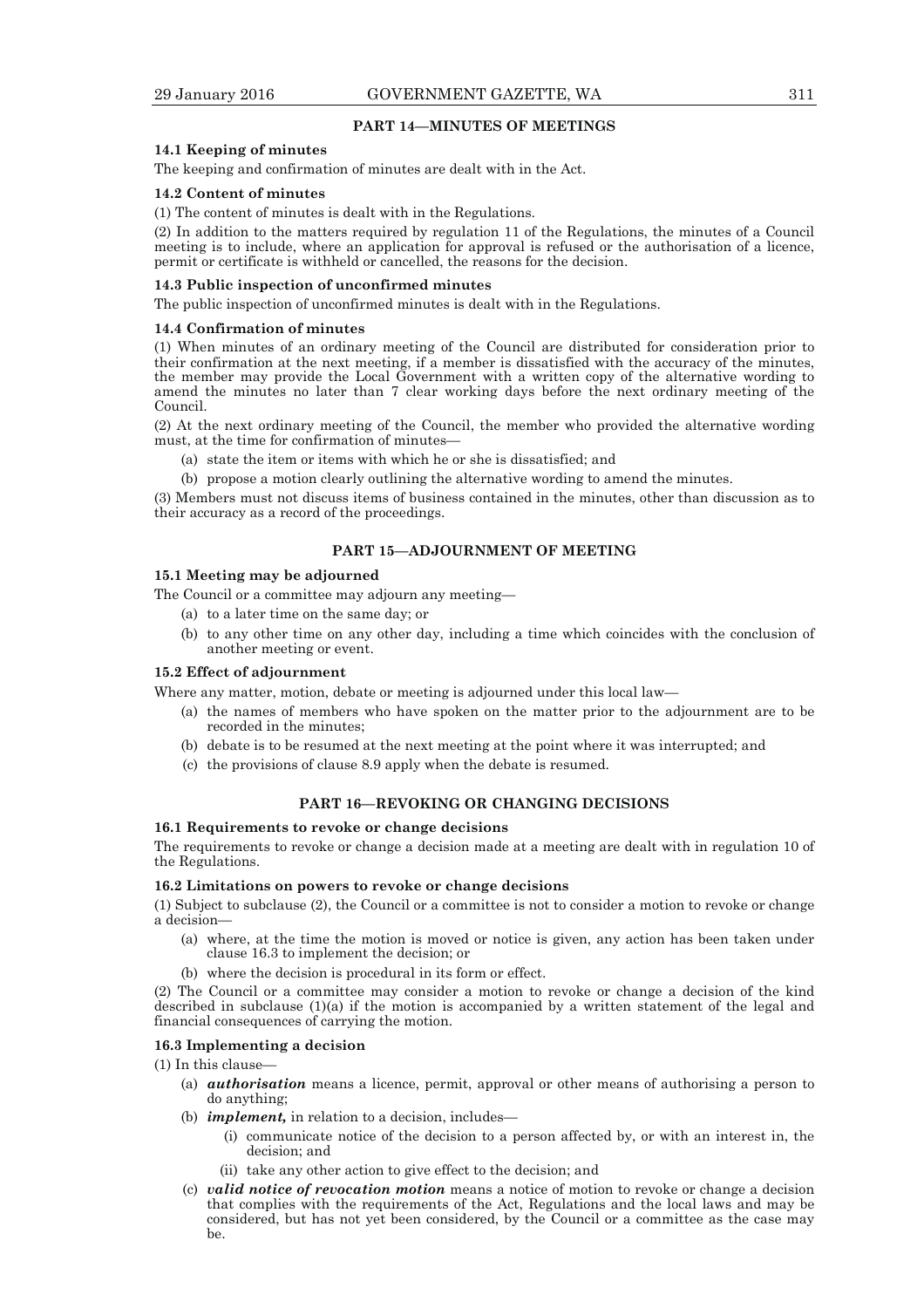## PART 14—MINUTES OF MEETINGS

### 14.1 Keeping of minutes

The keeping and confirmation of minutes are dealt with in the Act.

### 14.2 Content of minutes

(1) The content of minutes is dealt with in the Regulations.

(2) In addition to the matters required by regulation 11 of the Regulations, the minutes of a Council meeting is to include, where an application for approval is refused or the authorisation of a licence, permit or certificate is withheld or cancelled, the reasons for the decision.

### 14.3 Public inspection of unconfirmed minutes

The public inspection of unconfirmed minutes is dealt with in the Regulations.

### 14.4 Confirmation of minutes

(1) When minutes of an ordinary meeting of the Council are distributed for consideration prior to their confirmation at the next meeting, if a member is dissatisfied with the accuracy of the minutes, the member may provide the Local Government with a written copy of the alternative wording to amend the minutes no later than 7 clear working days before the next ordinary meeting of the Council.

(2) At the next ordinary meeting of the Council, the member who provided the alternative wording must, at the time for confirmation of minutes—

- (a) state the item or items with which he or she is dissatisfied; and
- (b) propose a motion clearly outlining the alternative wording to amend the minutes.

(3) Members must not discuss items of business contained in the minutes, other than discussion as to their accuracy as a record of the proceedings.

## PART 15—ADJOURNMENT OF MEETING

### 15.1 Meeting may be adjourned

The Council or a committee may adjourn any meeting—

- (a) to a later time on the same day; or
- (b) to any other time on any other day, including a time which coincides with the conclusion of another meeting or event.

### 15.2 Effect of adjournment

Where any matter, motion, debate or meeting is adjourned under this local law—

- (a) the names of members who have spoken on the matter prior to the adjournment are to be recorded in the minutes;
- (b) debate is to be resumed at the next meeting at the point where it was interrupted; and
- (c) the provisions of clause 8.9 apply when the debate is resumed.

## PART 16—REVOKING OR CHANGING DECISIONS

### 16.1 Requirements to revoke or change decisions

The requirements to revoke or change a decision made at a meeting are dealt with in regulation 10 of the Regulations.

### 16.2 Limitations on powers to revoke or change decisions

(1) Subject to subclause (2), the Council or a committee is not to consider a motion to revoke or change a decision—

- (a) where, at the time the motion is moved or notice is given, any action has been taken under clause 16.3 to implement the decision; or
- (b) where the decision is procedural in its form or effect.

(2) The Council or a committee may consider a motion to revoke or change a decision of the kind described in subclause (1)(a) if the motion is accompanied by a written statement of the legal and financial consequences of carrying the motion.

### 16.3 Implementing a decision

(1) In this clause—

- (a) ***authorisation*** means a licence, permit, approval or other means of authorising a person to do anything;
- (b) ***implement,*** in relation to a decision, includes—
  - (i) communicate notice of the decision to a person affected by, or with an interest in, the decision; and
  - (ii) take any other action to give effect to the decision; and
- (c) ***valid notice of revocation motion*** means a notice of motion to revoke or change a decision that complies with the requirements of the Act, Regulations and the local laws and may be considered, but has not yet been considered, by the Council or a committee as the case may be.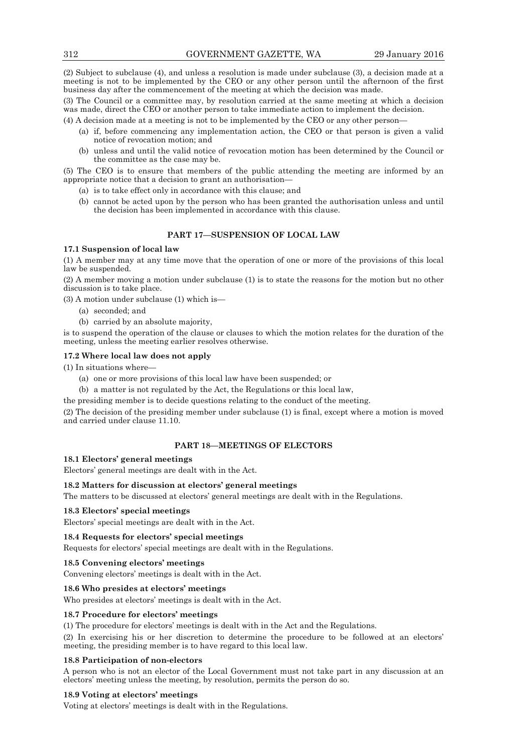(2) Subject to subclause (4), and unless a resolution is made under subclause (3), a decision made at a meeting is not to be implemented by the CEO or any other person until the afternoon of the first business day after the commencement of the meeting at which the decision was made.

(3) The Council or a committee may, by resolution carried at the same meeting at which a decision was made, direct the CEO or another person to take immediate action to implement the decision.

(4) A decision made at a meeting is not to be implemented by the CEO or any other person—

- (a) if, before commencing any implementation action, the CEO or that person is given a valid notice of revocation motion; and
- (b) unless and until the valid notice of revocation motion has been determined by the Council or the committee as the case may be.

(5) The CEO is to ensure that members of the public attending the meeting are informed by an appropriate notice that a decision to grant an authorisation—

- (a) is to take effect only in accordance with this clause; and
- (b) cannot be acted upon by the person who has been granted the authorisation unless and until the decision has been implemented in accordance with this clause.

## PART 17—SUSPENSION OF LOCAL LAW

### 17.1 Suspension of local law

(1) A member may at any time move that the operation of one or more of the provisions of this local law be suspended.

(2) A member moving a motion under subclause (1) is to state the reasons for the motion but no other discussion is to take place.

(3) A motion under subclause (1) which is—

- (a) seconded; and
- (b) carried by an absolute majority,

is to suspend the operation of the clause or clauses to which the motion relates for the duration of the meeting, unless the meeting earlier resolves otherwise.

### 17.2 Where local law does not apply

(1) In situations where—

- (a) one or more provisions of this local law have been suspended; or
- (b) a matter is not regulated by the Act, the Regulations or this local law,

the presiding member is to decide questions relating to the conduct of the meeting.

(2) The decision of the presiding member under subclause (1) is final, except where a motion is moved and carried under clause 11.10.

## PART 18—MEETINGS OF ELECTORS

### 18.1 Electors' general meetings

Electors' general meetings are dealt with in the Act.

### 18.2 Matters for discussion at electors' general meetings

The matters to be discussed at electors' general meetings are dealt with in the Regulations.

### 18.3 Electors' special meetings

Electors' special meetings are dealt with in the Act.

### 18.4 Requests for electors' special meetings

Requests for electors' special meetings are dealt with in the Regulations.

### 18.5 Convening electors' meetings

Convening electors' meetings is dealt with in the Act.

### 18.6 Who presides at electors' meetings

Who presides at electors' meetings is dealt with in the Act.

### 18.7 Procedure for electors' meetings

(1) The procedure for electors' meetings is dealt with in the Act and the Regulations.

(2) In exercising his or her discretion to determine the procedure to be followed at an electors' meeting, the presiding member is to have regard to this local law.

### 18.8 Participation of non-electors

A person who is not an elector of the Local Government must not take part in any discussion at an electors' meeting unless the meeting, by resolution, permits the person do so.

### 18.9 Voting at electors' meetings

Voting at electors' meetings is dealt with in the Regulations.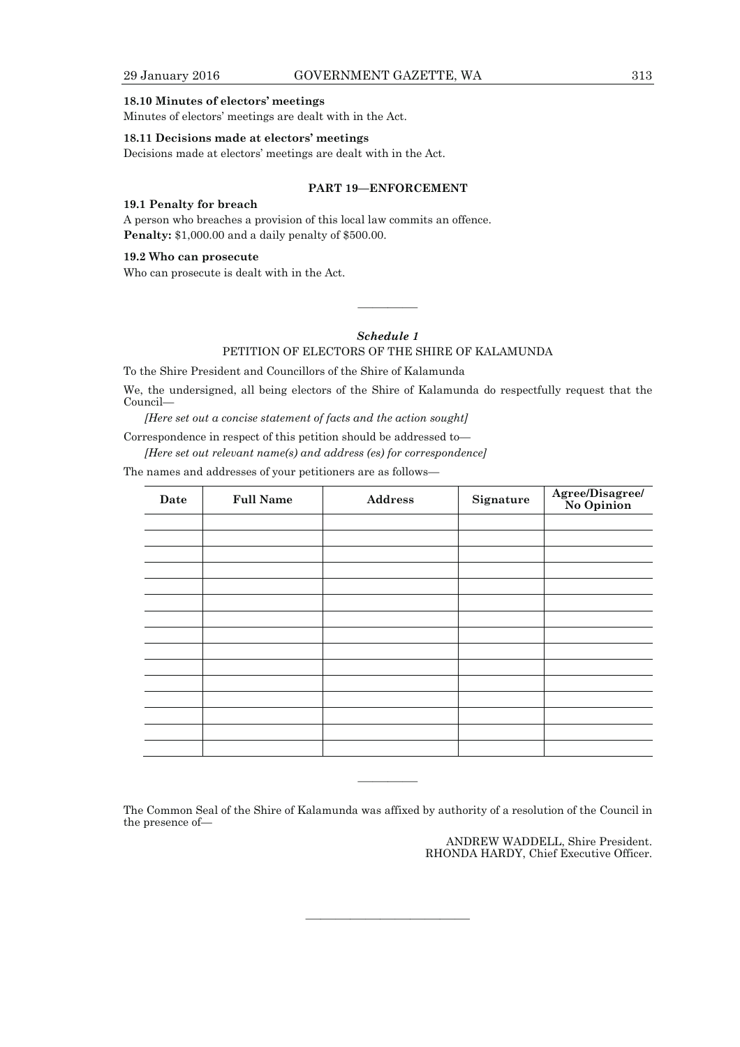### 18.10 Minutes of electors' meetings

Minutes of electors' meetings are dealt with in the Act.

### 18.11 Decisions made at electors' meetings

Decisions made at electors' meetings are dealt with in the Act.

## PART 19—ENFORCEMENT

### 19.1 Penalty for breach

A person who breaches a provision of this local law commits an offence.

**Penalty:** $1,000.00 and a daily penalty of $500.00.

### 19.2 Who can prosecute

Who can prosecute is dealt with in the Act.

---

***Schedule 1***

PETITION OF ELECTORS OF THE SHIRE OF KALAMUNDA

To the Shire President and Councillors of the Shire of Kalamunda

We, the undersigned, all being electors of the Shire of Kalamunda do respectfully request that the Council—

*[Here set out a concise statement of facts and the action sought]*

Correspondence in respect of this petition should be addressed to—

*[Here set out relevant name(s) and address (es) for correspondence]*

The names and addresses of your petitioners are as follows—

| Date | Full Name | Address | Signature | Agree/Disagree/ No Opinion |
|---|---|---|---|---|
| | | | | |
| | | | | |
| | | | | |
| | | | | |
| | | | | |
| | | | | |
| | | | | |
| | | | | |
| | | | | |
| | | | | |
| | | | | |
| | | | | |
| | | | | |
| | | | | |
| | | | | |

---

The Common Seal of the Shire of Kalamunda was affixed by authority of a resolution of the Council in the presence of—

ANDREW WADDELL, Shire President.
RHONDA HARDY, Chief Executive Officer.

---